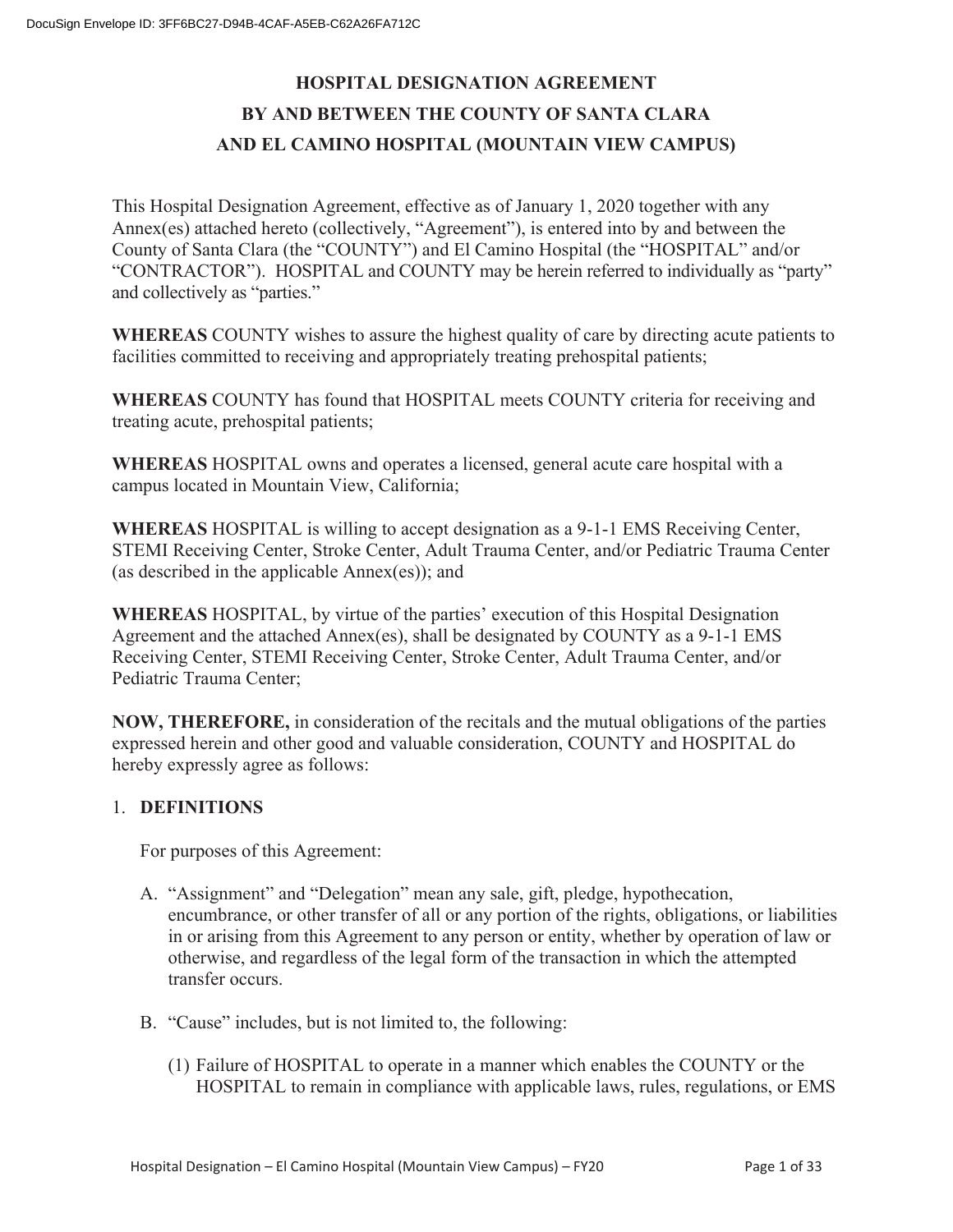# HOSPITAL DESIGNATION AGREEMENT
# BY AND BETWEEN THE COUNTY OF SANTA CLARA
# AND EL CAMINO HOSPITAL (MOUNTAIN VIEW CAMPUS)

This Hospital Designation Agreement, effective as of January 1, 2020 together with any Annex(es) attached hereto (collectively, "Agreement"), is entered into by and between the County of Santa Clara (the "COUNTY") and El Camino Hospital (the "HOSPITAL" and/or "CONTRACTOR"). HOSPITAL and COUNTY may be herein referred to individually as "party" and collectively as "parties."

**WHEREAS** COUNTY wishes to assure the highest quality of care by directing acute patients to facilities committed to receiving and appropriately treating prehospital patients;

**WHEREAS** COUNTY has found that HOSPITAL meets COUNTY criteria for receiving and treating acute, prehospital patients;

**WHEREAS** HOSPITAL owns and operates a licensed, general acute care hospital with a campus located in Mountain View, California;

**WHEREAS** HOSPITAL is willing to accept designation as a 9-1-1 EMS Receiving Center, STEMI Receiving Center, Stroke Center, Adult Trauma Center, and/or Pediatric Trauma Center (as described in the applicable Annex(es)); and

**WHEREAS** HOSPITAL, by virtue of the parties' execution of this Hospital Designation Agreement and the attached Annex(es), shall be designated by COUNTY as a 9-1-1 EMS Receiving Center, STEMI Receiving Center, Stroke Center, Adult Trauma Center, and/or Pediatric Trauma Center;

**NOW, THEREFORE,** in consideration of the recitals and the mutual obligations of the parties expressed herein and other good and valuable consideration, COUNTY and HOSPITAL do hereby expressly agree as follows:

1. **DEFINITIONS**

   For purposes of this Agreement:

   A. "Assignment" and "Delegation" mean any sale, gift, pledge, hypothecation, encumbrance, or other transfer of all or any portion of the rights, obligations, or liabilities in or arising from this Agreement to any person or entity, whether by operation of law or otherwise, and regardless of the legal form of the transaction in which the attempted transfer occurs.

   B. "Cause" includes, but is not limited to, the following:

      (1) Failure of HOSPITAL to operate in a manner which enables the COUNTY or the HOSPITAL to remain in compliance with applicable laws, rules, regulations, or EMS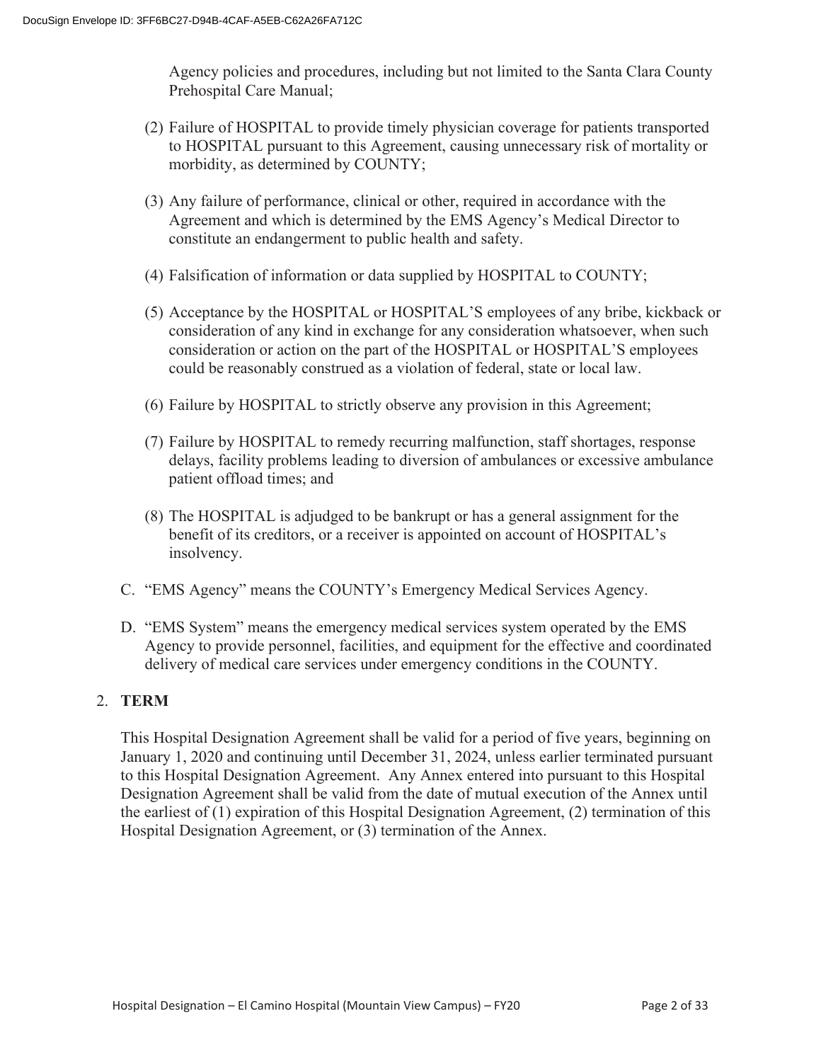Agency policies and procedures, including but not limited to the Santa Clara County Prehospital Care Manual;

(2) Failure of HOSPITAL to provide timely physician coverage for patients transported to HOSPITAL pursuant to this Agreement, causing unnecessary risk of mortality or morbidity, as determined by COUNTY;

(3) Any failure of performance, clinical or other, required in accordance with the Agreement and which is determined by the EMS Agency's Medical Director to constitute an endangerment to public health and safety.

(4) Falsification of information or data supplied by HOSPITAL to COUNTY;

(5) Acceptance by the HOSPITAL or HOSPITAL'S employees of any bribe, kickback or consideration of any kind in exchange for any consideration whatsoever, when such consideration or action on the part of the HOSPITAL or HOSPITAL'S employees could be reasonably construed as a violation of federal, state or local law.

(6) Failure by HOSPITAL to strictly observe any provision in this Agreement;

(7) Failure by HOSPITAL to remedy recurring malfunction, staff shortages, response delays, facility problems leading to diversion of ambulances or excessive ambulance patient offload times; and

(8) The HOSPITAL is adjudged to be bankrupt or has a general assignment for the benefit of its creditors, or a receiver is appointed on account of HOSPITAL's insolvency.

C. "EMS Agency" means the COUNTY's Emergency Medical Services Agency.

D. "EMS System" means the emergency medical services system operated by the EMS Agency to provide personnel, facilities, and equipment for the effective and coordinated delivery of medical care services under emergency conditions in the COUNTY.

## 2. **TERM**

This Hospital Designation Agreement shall be valid for a period of five years, beginning on January 1, 2020 and continuing until December 31, 2024, unless earlier terminated pursuant to this Hospital Designation Agreement. Any Annex entered into pursuant to this Hospital Designation Agreement shall be valid from the date of mutual execution of the Annex until the earliest of (1) expiration of this Hospital Designation Agreement, (2) termination of this Hospital Designation Agreement, or (3) termination of the Annex.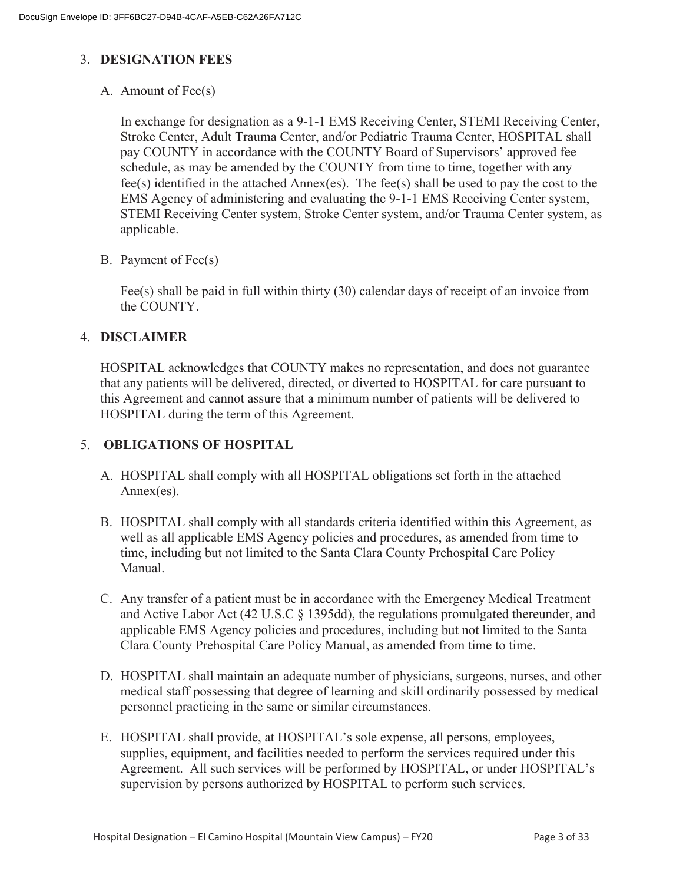## 3. DESIGNATION FEES

A. Amount of Fee(s)

In exchange for designation as a 9-1-1 EMS Receiving Center, STEMI Receiving Center, Stroke Center, Adult Trauma Center, and/or Pediatric Trauma Center, HOSPITAL shall pay COUNTY in accordance with the COUNTY Board of Supervisors' approved fee schedule, as may be amended by the COUNTY from time to time, together with any fee(s) identified in the attached Annex(es). The fee(s) shall be used to pay the cost to the EMS Agency of administering and evaluating the 9-1-1 EMS Receiving Center system, STEMI Receiving Center system, Stroke Center system, and/or Trauma Center system, as applicable.

B. Payment of Fee(s)

Fee(s) shall be paid in full within thirty (30) calendar days of receipt of an invoice from the COUNTY.

## 4. DISCLAIMER

HOSPITAL acknowledges that COUNTY makes no representation, and does not guarantee that any patients will be delivered, directed, or diverted to HOSPITAL for care pursuant to this Agreement and cannot assure that a minimum number of patients will be delivered to HOSPITAL during the term of this Agreement.

## 5. OBLIGATIONS OF HOSPITAL

A. HOSPITAL shall comply with all HOSPITAL obligations set forth in the attached Annex(es).

B. HOSPITAL shall comply with all standards criteria identified within this Agreement, as well as all applicable EMS Agency policies and procedures, as amended from time to time, including but not limited to the Santa Clara County Prehospital Care Policy Manual.

C. Any transfer of a patient must be in accordance with the Emergency Medical Treatment and Active Labor Act (42 U.S.C § 1395dd), the regulations promulgated thereunder, and applicable EMS Agency policies and procedures, including but not limited to the Santa Clara County Prehospital Care Policy Manual, as amended from time to time.

D. HOSPITAL shall maintain an adequate number of physicians, surgeons, nurses, and other medical staff possessing that degree of learning and skill ordinarily possessed by medical personnel practicing in the same or similar circumstances.

E. HOSPITAL shall provide, at HOSPITAL's sole expense, all persons, employees, supplies, equipment, and facilities needed to perform the services required under this Agreement. All such services will be performed by HOSPITAL, or under HOSPITAL's supervision by persons authorized by HOSPITAL to perform such services.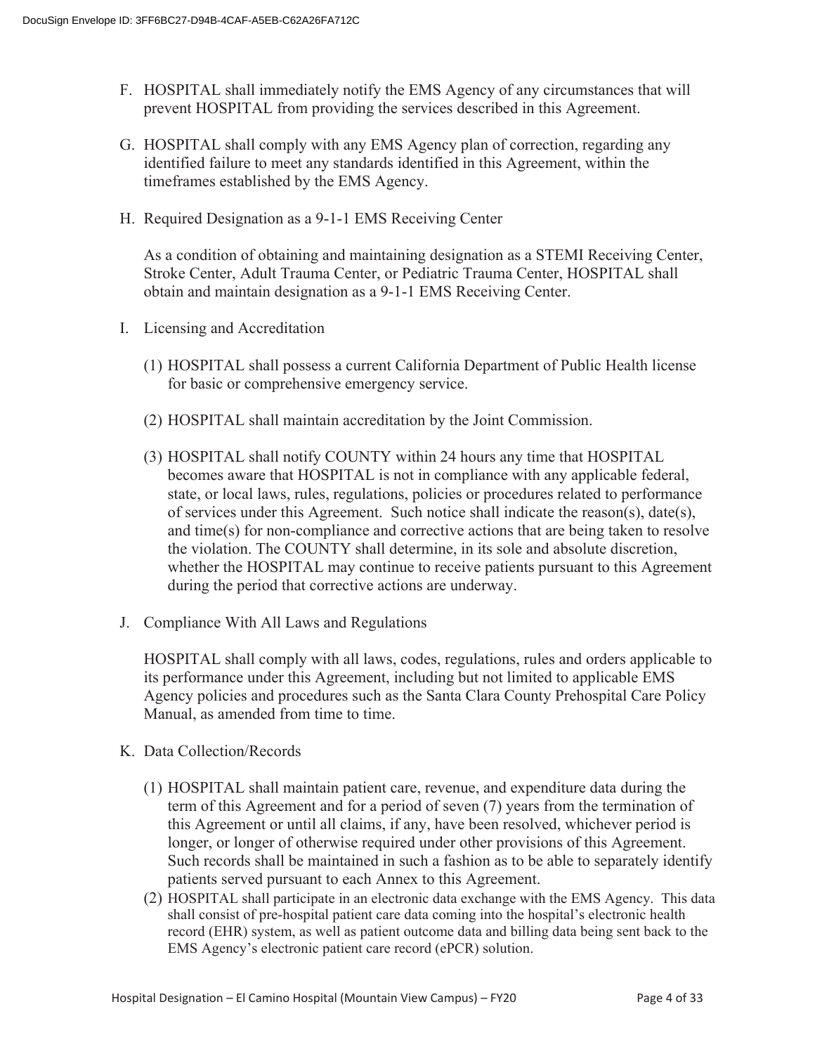F. HOSPITAL shall immediately notify the EMS Agency of any circumstances that will prevent HOSPITAL from providing the services described in this Agreement.

G. HOSPITAL shall comply with any EMS Agency plan of correction, regarding any identified failure to meet any standards identified in this Agreement, within the timeframes established by the EMS Agency.

H. Required Designation as a 9-1-1 EMS Receiving Center

   As a condition of obtaining and maintaining designation as a STEMI Receiving Center, Stroke Center, Adult Trauma Center, or Pediatric Trauma Center, HOSPITAL shall obtain and maintain designation as a 9-1-1 EMS Receiving Center.

I. Licensing and Accreditation

   (1) HOSPITAL shall possess a current California Department of Public Health license for basic or comprehensive emergency service.

   (2) HOSPITAL shall maintain accreditation by the Joint Commission.

   (3) HOSPITAL shall notify COUNTY within 24 hours any time that HOSPITAL becomes aware that HOSPITAL is not in compliance with any applicable federal, state, or local laws, rules, regulations, policies or procedures related to performance of services under this Agreement. Such notice shall indicate the reason(s), date(s), and time(s) for non-compliance and corrective actions that are being taken to resolve the violation. The COUNTY shall determine, in its sole and absolute discretion, whether the HOSPITAL may continue to receive patients pursuant to this Agreement during the period that corrective actions are underway.

J. Compliance With All Laws and Regulations

   HOSPITAL shall comply with all laws, codes, regulations, rules and orders applicable to its performance under this Agreement, including but not limited to applicable EMS Agency policies and procedures such as the Santa Clara County Prehospital Care Policy Manual, as amended from time to time.

K. Data Collection/Records

   (1) HOSPITAL shall maintain patient care, revenue, and expenditure data during the term of this Agreement and for a period of seven (7) years from the termination of this Agreement or until all claims, if any, have been resolved, whichever period is longer, or longer of otherwise required under other provisions of this Agreement. Such records shall be maintained in such a fashion as to be able to separately identify patients served pursuant to each Annex to this Agreement.

   (2) HOSPITAL shall participate in an electronic data exchange with the EMS Agency. This data shall consist of pre-hospital patient care data coming into the hospital's electronic health record (EHR) system, as well as patient outcome data and billing data being sent back to the EMS Agency's electronic patient care record (ePCR) solution.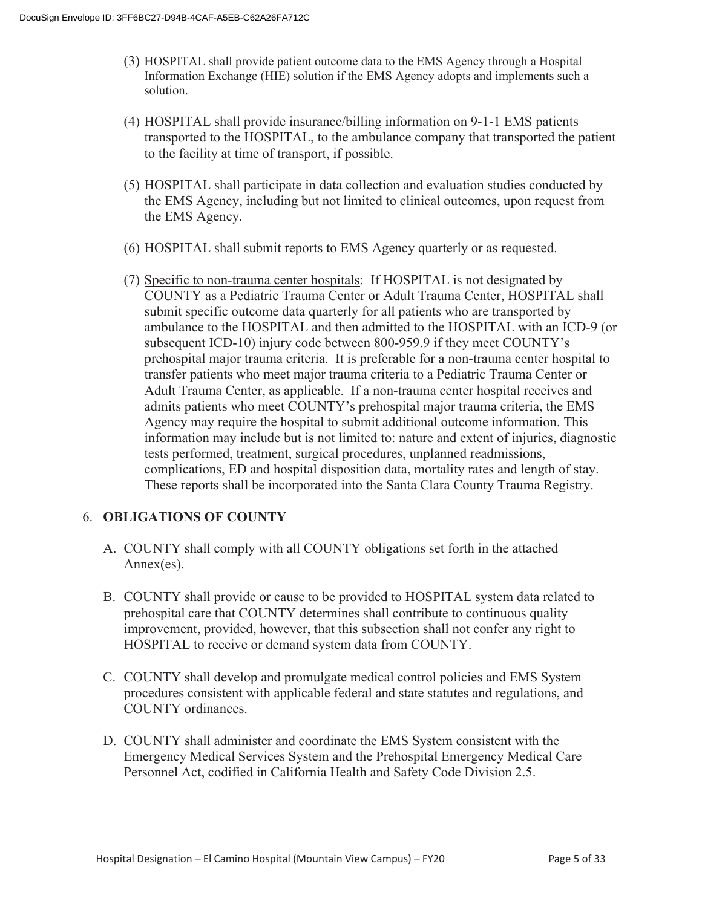(3) HOSPITAL shall provide patient outcome data to the EMS Agency through a Hospital Information Exchange (HIE) solution if the EMS Agency adopts and implements such a solution.

(4) HOSPITAL shall provide insurance/billing information on 9-1-1 EMS patients transported to the HOSPITAL, to the ambulance company that transported the patient to the facility at time of transport, if possible.

(5) HOSPITAL shall participate in data collection and evaluation studies conducted by the EMS Agency, including but not limited to clinical outcomes, upon request from the EMS Agency.

(6) HOSPITAL shall submit reports to EMS Agency quarterly or as requested.

(7) Specific to non-trauma center hospitals: If HOSPITAL is not designated by COUNTY as a Pediatric Trauma Center or Adult Trauma Center, HOSPITAL shall submit specific outcome data quarterly for all patients who are transported by ambulance to the HOSPITAL and then admitted to the HOSPITAL with an ICD-9 (or subsequent ICD-10) injury code between 800-959.9 if they meet COUNTY's prehospital major trauma criteria. It is preferable for a non-trauma center hospital to transfer patients who meet major trauma criteria to a Pediatric Trauma Center or Adult Trauma Center, as applicable. If a non-trauma center hospital receives and admits patients who meet COUNTY's prehospital major trauma criteria, the EMS Agency may require the hospital to submit additional outcome information. This information may include but is not limited to: nature and extent of injuries, diagnostic tests performed, treatment, surgical procedures, unplanned readmissions, complications, ED and hospital disposition data, mortality rates and length of stay. These reports shall be incorporated into the Santa Clara County Trauma Registry.

## 6. OBLIGATIONS OF COUNTY

A. COUNTY shall comply with all COUNTY obligations set forth in the attached Annex(es).

B. COUNTY shall provide or cause to be provided to HOSPITAL system data related to prehospital care that COUNTY determines shall contribute to continuous quality improvement, provided, however, that this subsection shall not confer any right to HOSPITAL to receive or demand system data from COUNTY.

C. COUNTY shall develop and promulgate medical control policies and EMS System procedures consistent with applicable federal and state statutes and regulations, and COUNTY ordinances.

D. COUNTY shall administer and coordinate the EMS System consistent with the Emergency Medical Services System and the Prehospital Emergency Medical Care Personnel Act, codified in California Health and Safety Code Division 2.5.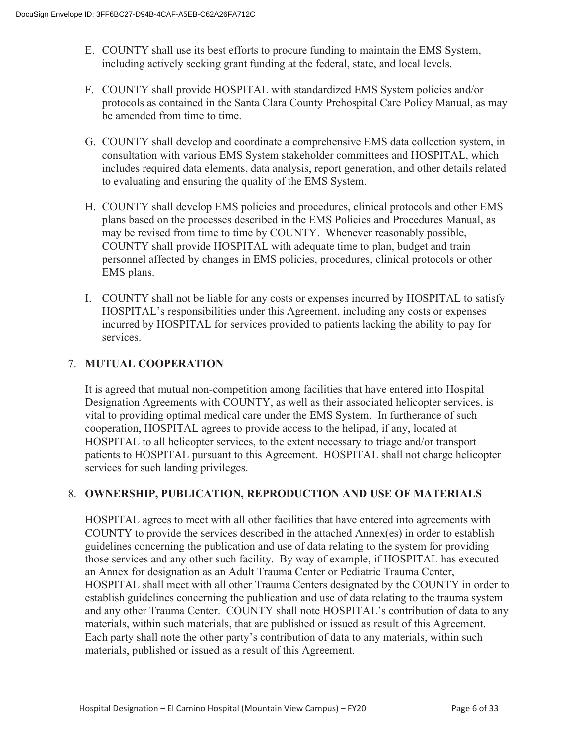E. COUNTY shall use its best efforts to procure funding to maintain the EMS System, including actively seeking grant funding at the federal, state, and local levels.

F. COUNTY shall provide HOSPITAL with standardized EMS System policies and/or protocols as contained in the Santa Clara County Prehospital Care Policy Manual, as may be amended from time to time.

G. COUNTY shall develop and coordinate a comprehensive EMS data collection system, in consultation with various EMS System stakeholder committees and HOSPITAL, which includes required data elements, data analysis, report generation, and other details related to evaluating and ensuring the quality of the EMS System.

H. COUNTY shall develop EMS policies and procedures, clinical protocols and other EMS plans based on the processes described in the EMS Policies and Procedures Manual, as may be revised from time to time by COUNTY. Whenever reasonably possible, COUNTY shall provide HOSPITAL with adequate time to plan, budget and train personnel affected by changes in EMS policies, procedures, clinical protocols or other EMS plans.

I. COUNTY shall not be liable for any costs or expenses incurred by HOSPITAL to satisfy HOSPITAL's responsibilities under this Agreement, including any costs or expenses incurred by HOSPITAL for services provided to patients lacking the ability to pay for services.

## 7. MUTUAL COOPERATION

It is agreed that mutual non-competition among facilities that have entered into Hospital Designation Agreements with COUNTY, as well as their associated helicopter services, is vital to providing optimal medical care under the EMS System. In furtherance of such cooperation, HOSPITAL agrees to provide access to the helipad, if any, located at HOSPITAL to all helicopter services, to the extent necessary to triage and/or transport patients to HOSPITAL pursuant to this Agreement. HOSPITAL shall not charge helicopter services for such landing privileges.

## 8. OWNERSHIP, PUBLICATION, REPRODUCTION AND USE OF MATERIALS

HOSPITAL agrees to meet with all other facilities that have entered into agreements with COUNTY to provide the services described in the attached Annex(es) in order to establish guidelines concerning the publication and use of data relating to the system for providing those services and any other such facility. By way of example, if HOSPITAL has executed an Annex for designation as an Adult Trauma Center or Pediatric Trauma Center, HOSPITAL shall meet with all other Trauma Centers designated by the COUNTY in order to establish guidelines concerning the publication and use of data relating to the trauma system and any other Trauma Center. COUNTY shall note HOSPITAL's contribution of data to any materials, within such materials, that are published or issued as result of this Agreement. Each party shall note the other party's contribution of data to any materials, within such materials, published or issued as a result of this Agreement.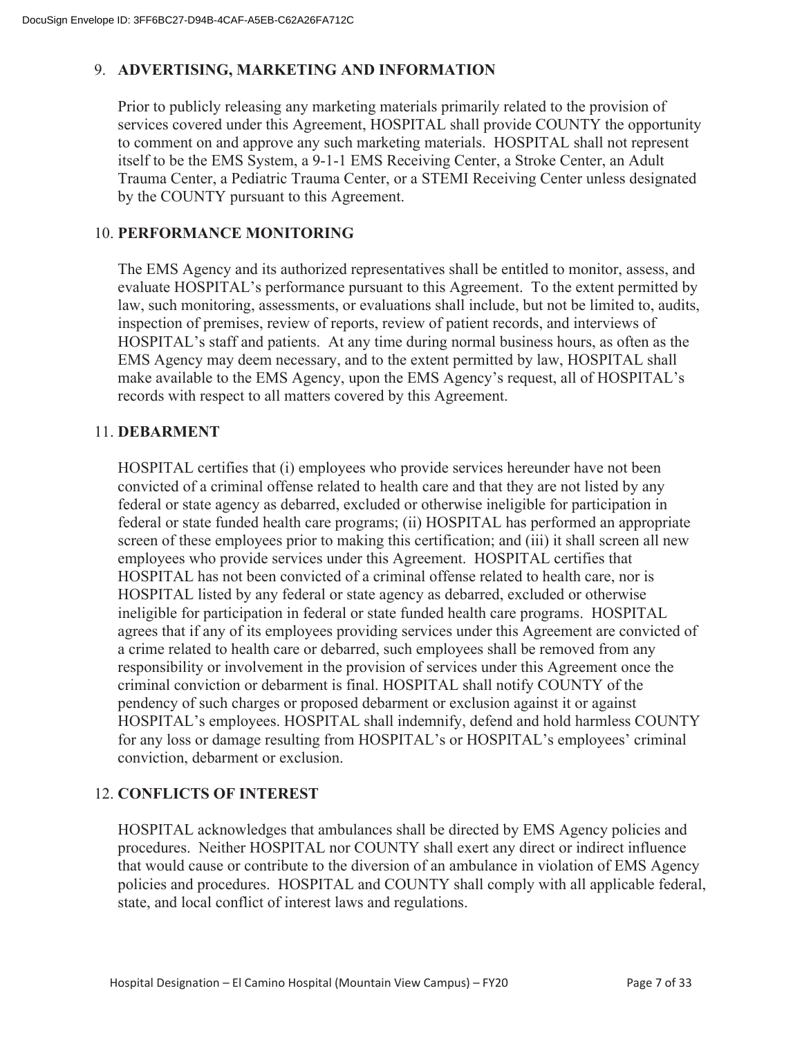## 9. ADVERTISING, MARKETING AND INFORMATION

Prior to publicly releasing any marketing materials primarily related to the provision of services covered under this Agreement, HOSPITAL shall provide COUNTY the opportunity to comment on and approve any such marketing materials. HOSPITAL shall not represent itself to be the EMS System, a 9-1-1 EMS Receiving Center, a Stroke Center, an Adult Trauma Center, a Pediatric Trauma Center, or a STEMI Receiving Center unless designated by the COUNTY pursuant to this Agreement.

## 10. PERFORMANCE MONITORING

The EMS Agency and its authorized representatives shall be entitled to monitor, assess, and evaluate HOSPITAL's performance pursuant to this Agreement. To the extent permitted by law, such monitoring, assessments, or evaluations shall include, but not be limited to, audits, inspection of premises, review of reports, review of patient records, and interviews of HOSPITAL's staff and patients. At any time during normal business hours, as often as the EMS Agency may deem necessary, and to the extent permitted by law, HOSPITAL shall make available to the EMS Agency, upon the EMS Agency's request, all of HOSPITAL's records with respect to all matters covered by this Agreement.

## 11. DEBARMENT

HOSPITAL certifies that (i) employees who provide services hereunder have not been convicted of a criminal offense related to health care and that they are not listed by any federal or state agency as debarred, excluded or otherwise ineligible for participation in federal or state funded health care programs; (ii) HOSPITAL has performed an appropriate screen of these employees prior to making this certification; and (iii) it shall screen all new employees who provide services under this Agreement. HOSPITAL certifies that HOSPITAL has not been convicted of a criminal offense related to health care, nor is HOSPITAL listed by any federal or state agency as debarred, excluded or otherwise ineligible for participation in federal or state funded health care programs. HOSPITAL agrees that if any of its employees providing services under this Agreement are convicted of a crime related to health care or debarred, such employees shall be removed from any responsibility or involvement in the provision of services under this Agreement once the criminal conviction or debarment is final. HOSPITAL shall notify COUNTY of the pendency of such charges or proposed debarment or exclusion against it or against HOSPITAL's employees. HOSPITAL shall indemnify, defend and hold harmless COUNTY for any loss or damage resulting from HOSPITAL's or HOSPITAL's employees' criminal conviction, debarment or exclusion.

## 12. CONFLICTS OF INTEREST

HOSPITAL acknowledges that ambulances shall be directed by EMS Agency policies and procedures. Neither HOSPITAL nor COUNTY shall exert any direct or indirect influence that would cause or contribute to the diversion of an ambulance in violation of EMS Agency policies and procedures. HOSPITAL and COUNTY shall comply with all applicable federal, state, and local conflict of interest laws and regulations.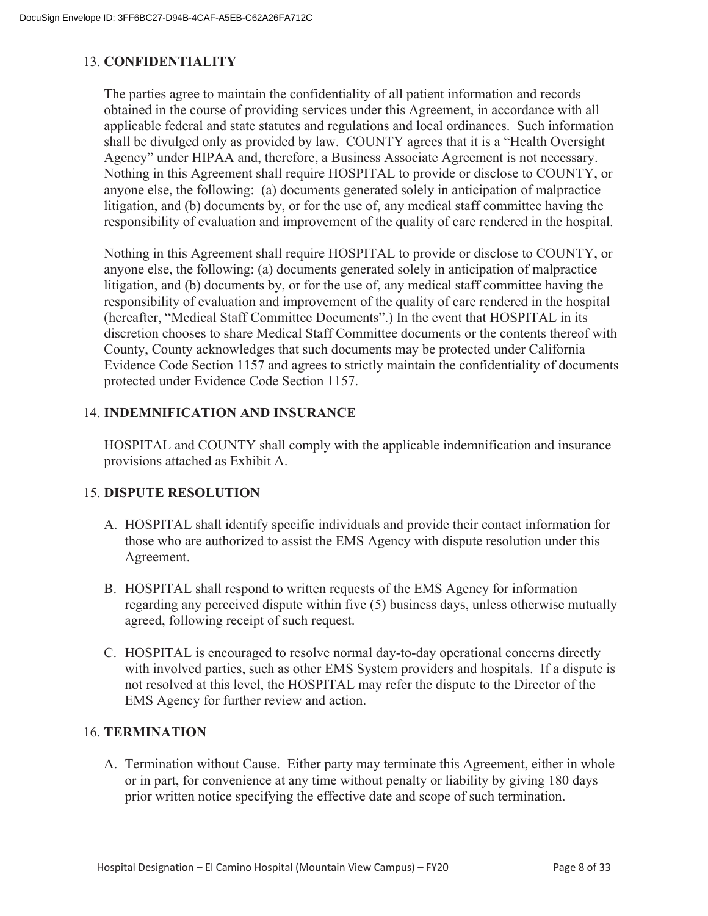## 13. CONFIDENTIALITY

The parties agree to maintain the confidentiality of all patient information and records obtained in the course of providing services under this Agreement, in accordance with all applicable federal and state statutes and regulations and local ordinances. Such information shall be divulged only as provided by law. COUNTY agrees that it is a "Health Oversight Agency" under HIPAA and, therefore, a Business Associate Agreement is not necessary. Nothing in this Agreement shall require HOSPITAL to provide or disclose to COUNTY, or anyone else, the following: (a) documents generated solely in anticipation of malpractice litigation, and (b) documents by, or for the use of, any medical staff committee having the responsibility of evaluation and improvement of the quality of care rendered in the hospital.

Nothing in this Agreement shall require HOSPITAL to provide or disclose to COUNTY, or anyone else, the following: (a) documents generated solely in anticipation of malpractice litigation, and (b) documents by, or for the use of, any medical staff committee having the responsibility of evaluation and improvement of the quality of care rendered in the hospital (hereafter, "Medical Staff Committee Documents".) In the event that HOSPITAL in its discretion chooses to share Medical Staff Committee documents or the contents thereof with County, County acknowledges that such documents may be protected under California Evidence Code Section 1157 and agrees to strictly maintain the confidentiality of documents protected under Evidence Code Section 1157.

## 14. INDEMNIFICATION AND INSURANCE

HOSPITAL and COUNTY shall comply with the applicable indemnification and insurance provisions attached as Exhibit A.

## 15. DISPUTE RESOLUTION

A. HOSPITAL shall identify specific individuals and provide their contact information for those who are authorized to assist the EMS Agency with dispute resolution under this Agreement.

B. HOSPITAL shall respond to written requests of the EMS Agency for information regarding any perceived dispute within five (5) business days, unless otherwise mutually agreed, following receipt of such request.

C. HOSPITAL is encouraged to resolve normal day-to-day operational concerns directly with involved parties, such as other EMS System providers and hospitals. If a dispute is not resolved at this level, the HOSPITAL may refer the dispute to the Director of the EMS Agency for further review and action.

## 16. TERMINATION

A. Termination without Cause. Either party may terminate this Agreement, either in whole or in part, for convenience at any time without penalty or liability by giving 180 days prior written notice specifying the effective date and scope of such termination.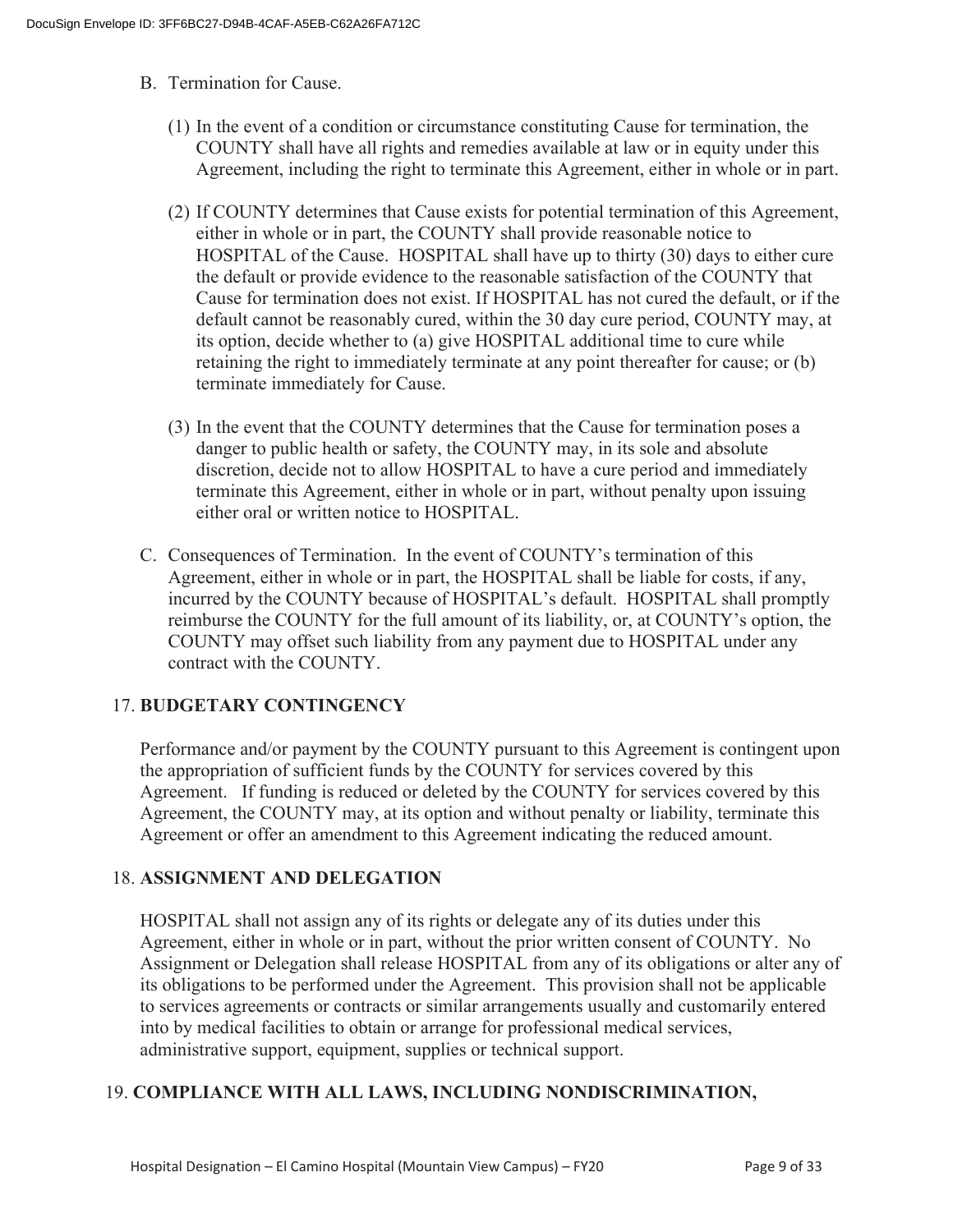B. Termination for Cause.

   (1) In the event of a condition or circumstance constituting Cause for termination, the COUNTY shall have all rights and remedies available at law or in equity under this Agreement, including the right to terminate this Agreement, either in whole or in part.

   (2) If COUNTY determines that Cause exists for potential termination of this Agreement, either in whole or in part, the COUNTY shall provide reasonable notice to HOSPITAL of the Cause. HOSPITAL shall have up to thirty (30) days to either cure the default or provide evidence to the reasonable satisfaction of the COUNTY that Cause for termination does not exist. If HOSPITAL has not cured the default, or if the default cannot be reasonably cured, within the 30 day cure period, COUNTY may, at its option, decide whether to (a) give HOSPITAL additional time to cure while retaining the right to immediately terminate at any point thereafter for cause; or (b) terminate immediately for Cause.

   (3) In the event that the COUNTY determines that the Cause for termination poses a danger to public health or safety, the COUNTY may, in its sole and absolute discretion, decide not to allow HOSPITAL to have a cure period and immediately terminate this Agreement, either in whole or in part, without penalty upon issuing either oral or written notice to HOSPITAL.

C. Consequences of Termination. In the event of COUNTY's termination of this Agreement, either in whole or in part, the HOSPITAL shall be liable for costs, if any, incurred by the COUNTY because of HOSPITAL's default. HOSPITAL shall promptly reimburse the COUNTY for the full amount of its liability, or, at COUNTY's option, the COUNTY may offset such liability from any payment due to HOSPITAL under any contract with the COUNTY.

## 17. BUDGETARY CONTINGENCY

Performance and/or payment by the COUNTY pursuant to this Agreement is contingent upon the appropriation of sufficient funds by the COUNTY for services covered by this Agreement. If funding is reduced or deleted by the COUNTY for services covered by this Agreement, the COUNTY may, at its option and without penalty or liability, terminate this Agreement or offer an amendment to this Agreement indicating the reduced amount.

## 18. ASSIGNMENT AND DELEGATION

HOSPITAL shall not assign any of its rights or delegate any of its duties under this Agreement, either in whole or in part, without the prior written consent of COUNTY. No Assignment or Delegation shall release HOSPITAL from any of its obligations or alter any of its obligations to be performed under the Agreement. This provision shall not be applicable to services agreements or contracts or similar arrangements usually and customarily entered into by medical facilities to obtain or arrange for professional medical services, administrative support, equipment, supplies or technical support.

## 19. COMPLIANCE WITH ALL LAWS, INCLUDING NONDISCRIMINATION,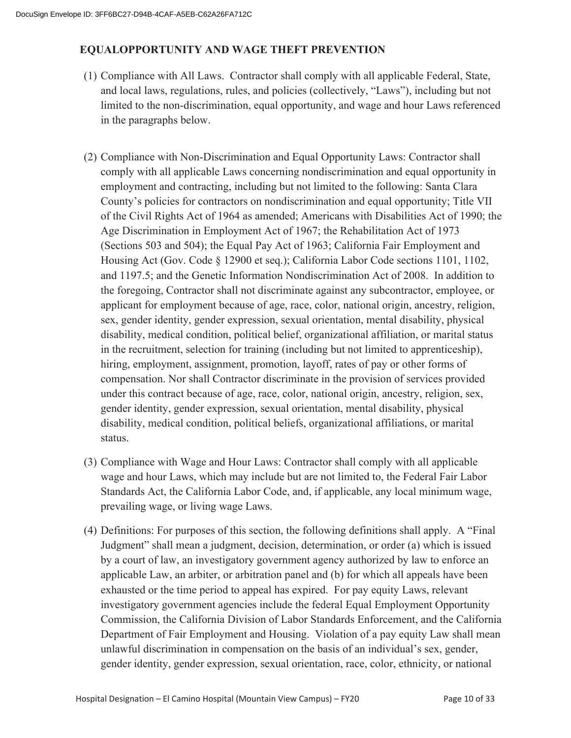## EQUALOPPORTUNITY AND WAGE THEFT PREVENTION

(1) Compliance with All Laws. Contractor shall comply with all applicable Federal, State, and local laws, regulations, rules, and policies (collectively, "Laws"), including but not limited to the non-discrimination, equal opportunity, and wage and hour Laws referenced in the paragraphs below.

(2) Compliance with Non-Discrimination and Equal Opportunity Laws: Contractor shall comply with all applicable Laws concerning nondiscrimination and equal opportunity in employment and contracting, including but not limited to the following: Santa Clara County's policies for contractors on nondiscrimination and equal opportunity; Title VII of the Civil Rights Act of 1964 as amended; Americans with Disabilities Act of 1990; the Age Discrimination in Employment Act of 1967; the Rehabilitation Act of 1973 (Sections 503 and 504); the Equal Pay Act of 1963; California Fair Employment and Housing Act (Gov. Code § 12900 et seq.); California Labor Code sections 1101, 1102, and 1197.5; and the Genetic Information Nondiscrimination Act of 2008. In addition to the foregoing, Contractor shall not discriminate against any subcontractor, employee, or applicant for employment because of age, race, color, national origin, ancestry, religion, sex, gender identity, gender expression, sexual orientation, mental disability, physical disability, medical condition, political belief, organizational affiliation, or marital status in the recruitment, selection for training (including but not limited to apprenticeship), hiring, employment, assignment, promotion, layoff, rates of pay or other forms of compensation. Nor shall Contractor discriminate in the provision of services provided under this contract because of age, race, color, national origin, ancestry, religion, sex, gender identity, gender expression, sexual orientation, mental disability, physical disability, medical condition, political beliefs, organizational affiliations, or marital status.

(3) Compliance with Wage and Hour Laws: Contractor shall comply with all applicable wage and hour Laws, which may include but are not limited to, the Federal Fair Labor Standards Act, the California Labor Code, and, if applicable, any local minimum wage, prevailing wage, or living wage Laws.

(4) Definitions: For purposes of this section, the following definitions shall apply. A "Final Judgment" shall mean a judgment, decision, determination, or order (a) which is issued by a court of law, an investigatory government agency authorized by law to enforce an applicable Law, an arbiter, or arbitration panel and (b) for which all appeals have been exhausted or the time period to appeal has expired. For pay equity Laws, relevant investigatory government agencies include the federal Equal Employment Opportunity Commission, the California Division of Labor Standards Enforcement, and the California Department of Fair Employment and Housing. Violation of a pay equity Law shall mean unlawful discrimination in compensation on the basis of an individual's sex, gender, gender identity, gender expression, sexual orientation, race, color, ethnicity, or national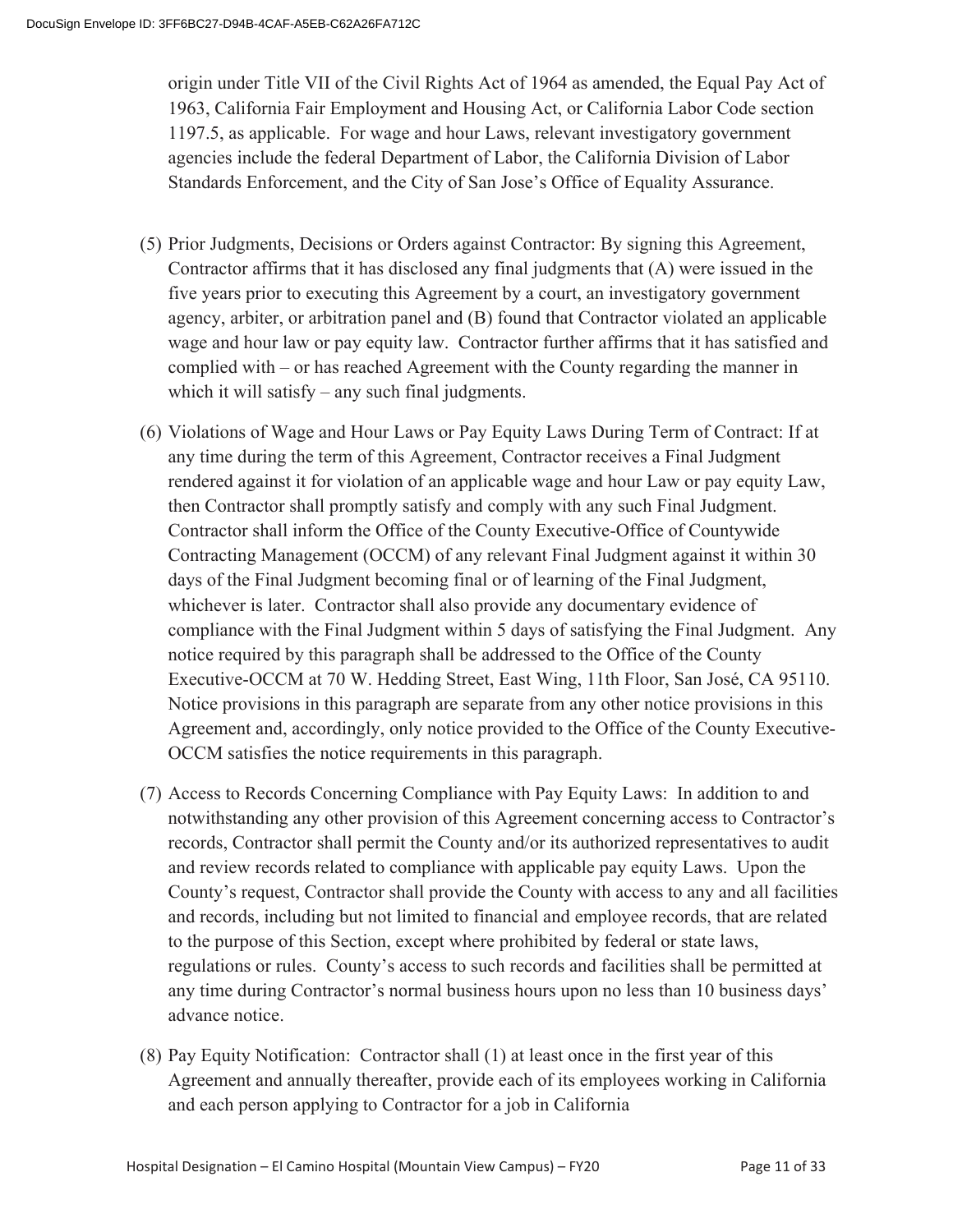origin under Title VII of the Civil Rights Act of 1964 as amended, the Equal Pay Act of 1963, California Fair Employment and Housing Act, or California Labor Code section 1197.5, as applicable. For wage and hour Laws, relevant investigatory government agencies include the federal Department of Labor, the California Division of Labor Standards Enforcement, and the City of San Jose's Office of Equality Assurance.

(5) Prior Judgments, Decisions or Orders against Contractor: By signing this Agreement, Contractor affirms that it has disclosed any final judgments that (A) were issued in the five years prior to executing this Agreement by a court, an investigatory government agency, arbiter, or arbitration panel and (B) found that Contractor violated an applicable wage and hour law or pay equity law. Contractor further affirms that it has satisfied and complied with – or has reached Agreement with the County regarding the manner in which it will satisfy – any such final judgments.

(6) Violations of Wage and Hour Laws or Pay Equity Laws During Term of Contract: If at any time during the term of this Agreement, Contractor receives a Final Judgment rendered against it for violation of an applicable wage and hour Law or pay equity Law, then Contractor shall promptly satisfy and comply with any such Final Judgment. Contractor shall inform the Office of the County Executive-Office of Countywide Contracting Management (OCCM) of any relevant Final Judgment against it within 30 days of the Final Judgment becoming final or of learning of the Final Judgment, whichever is later. Contractor shall also provide any documentary evidence of compliance with the Final Judgment within 5 days of satisfying the Final Judgment. Any notice required by this paragraph shall be addressed to the Office of the County Executive-OCCM at 70 W. Hedding Street, East Wing, 11th Floor, San José, CA 95110. Notice provisions in this paragraph are separate from any other notice provisions in this Agreement and, accordingly, only notice provided to the Office of the County Executive-OCCM satisfies the notice requirements in this paragraph.

(7) Access to Records Concerning Compliance with Pay Equity Laws: In addition to and notwithstanding any other provision of this Agreement concerning access to Contractor's records, Contractor shall permit the County and/or its authorized representatives to audit and review records related to compliance with applicable pay equity Laws. Upon the County's request, Contractor shall provide the County with access to any and all facilities and records, including but not limited to financial and employee records, that are related to the purpose of this Section, except where prohibited by federal or state laws, regulations or rules. County's access to such records and facilities shall be permitted at any time during Contractor's normal business hours upon no less than 10 business days' advance notice.

(8) Pay Equity Notification: Contractor shall (1) at least once in the first year of this Agreement and annually thereafter, provide each of its employees working in California and each person applying to Contractor for a job in California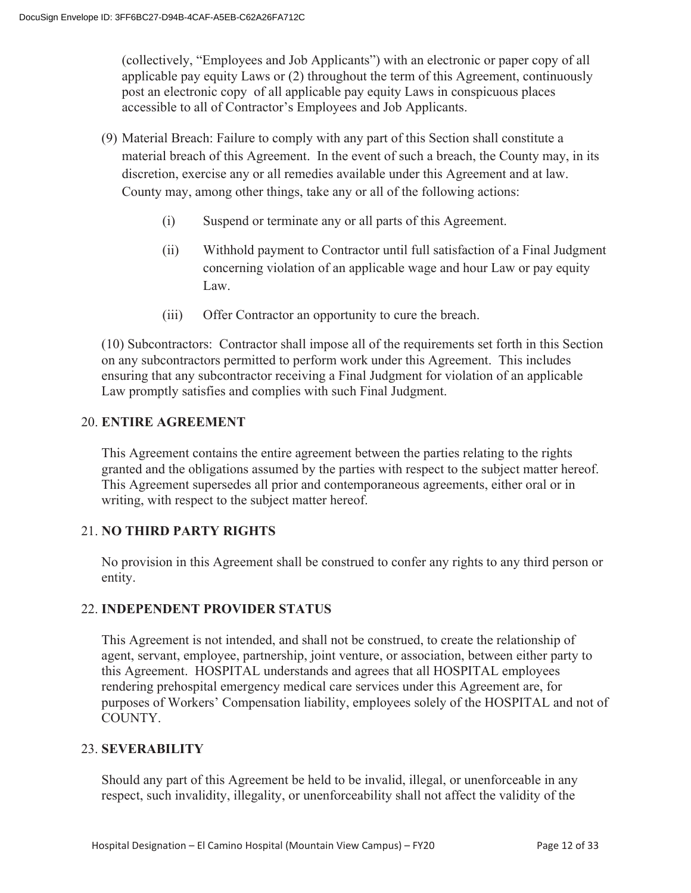(collectively, "Employees and Job Applicants") with an electronic or paper copy of all applicable pay equity Laws or (2) throughout the term of this Agreement, continuously post an electronic copy of all applicable pay equity Laws in conspicuous places accessible to all of Contractor's Employees and Job Applicants.

(9) Material Breach: Failure to comply with any part of this Section shall constitute a material breach of this Agreement. In the event of such a breach, the County may, in its discretion, exercise any or all remedies available under this Agreement and at law. County may, among other things, take any or all of the following actions:

- (i) Suspend or terminate any or all parts of this Agreement.
- (ii) Withhold payment to Contractor until full satisfaction of a Final Judgment concerning violation of an applicable wage and hour Law or pay equity Law.
- (iii) Offer Contractor an opportunity to cure the breach.

(10) Subcontractors: Contractor shall impose all of the requirements set forth in this Section on any subcontractors permitted to perform work under this Agreement. This includes ensuring that any subcontractor receiving a Final Judgment for violation of an applicable Law promptly satisfies and complies with such Final Judgment.

## 20. ENTIRE AGREEMENT

This Agreement contains the entire agreement between the parties relating to the rights granted and the obligations assumed by the parties with respect to the subject matter hereof. This Agreement supersedes all prior and contemporaneous agreements, either oral or in writing, with respect to the subject matter hereof.

## 21. NO THIRD PARTY RIGHTS

No provision in this Agreement shall be construed to confer any rights to any third person or entity.

## 22. INDEPENDENT PROVIDER STATUS

This Agreement is not intended, and shall not be construed, to create the relationship of agent, servant, employee, partnership, joint venture, or association, between either party to this Agreement. HOSPITAL understands and agrees that all HOSPITAL employees rendering prehospital emergency medical care services under this Agreement are, for purposes of Workers' Compensation liability, employees solely of the HOSPITAL and not of COUNTY.

## 23. SEVERABILITY

Should any part of this Agreement be held to be invalid, illegal, or unenforceable in any respect, such invalidity, illegality, or unenforceability shall not affect the validity of the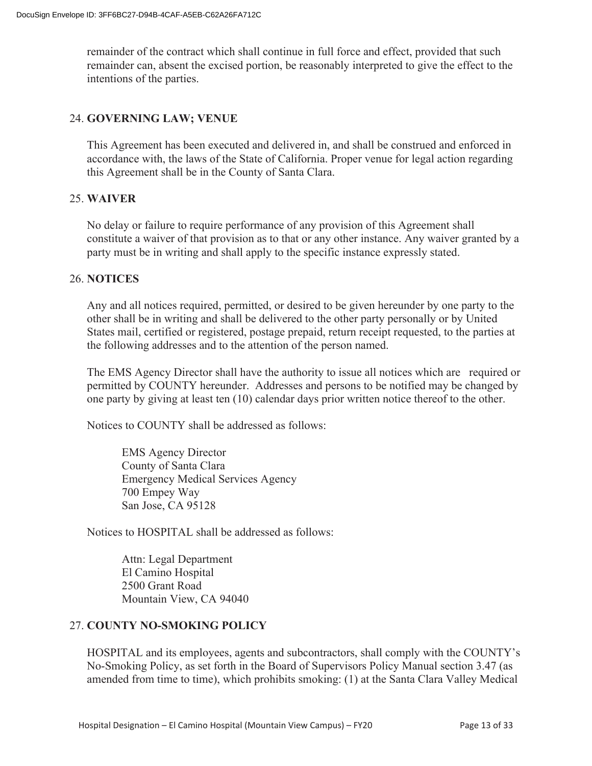remainder of the contract which shall continue in full force and effect, provided that such remainder can, absent the excised portion, be reasonably interpreted to give the effect to the intentions of the parties.

## 24. GOVERNING LAW; VENUE

This Agreement has been executed and delivered in, and shall be construed and enforced in accordance with, the laws of the State of California. Proper venue for legal action regarding this Agreement shall be in the County of Santa Clara.

## 25. WAIVER

No delay or failure to require performance of any provision of this Agreement shall constitute a waiver of that provision as to that or any other instance. Any waiver granted by a party must be in writing and shall apply to the specific instance expressly stated.

## 26. NOTICES

Any and all notices required, permitted, or desired to be given hereunder by one party to the other shall be in writing and shall be delivered to the other party personally or by United States mail, certified or registered, postage prepaid, return receipt requested, to the parties at the following addresses and to the attention of the person named.

The EMS Agency Director shall have the authority to issue all notices which are required or permitted by COUNTY hereunder. Addresses and persons to be notified may be changed by one party by giving at least ten (10) calendar days prior written notice thereof to the other.

Notices to COUNTY shall be addressed as follows:

EMS Agency Director
County of Santa Clara
Emergency Medical Services Agency
700 Empey Way
San Jose, CA 95128

Notices to HOSPITAL shall be addressed as follows:

Attn: Legal Department
El Camino Hospital
2500 Grant Road
Mountain View, CA 94040

## 27. COUNTY NO-SMOKING POLICY

HOSPITAL and its employees, agents and subcontractors, shall comply with the COUNTY's No-Smoking Policy, as set forth in the Board of Supervisors Policy Manual section 3.47 (as amended from time to time), which prohibits smoking: (1) at the Santa Clara Valley Medical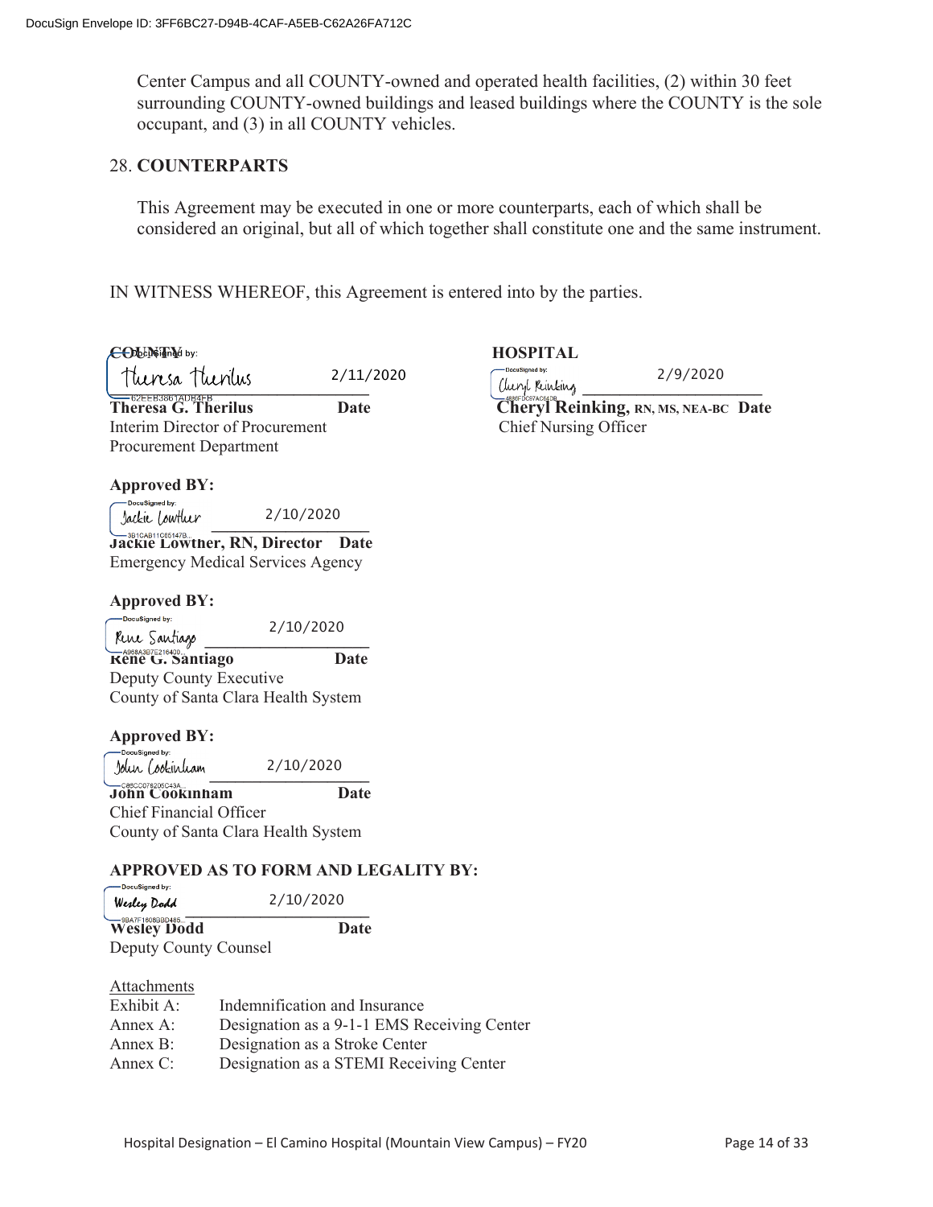Center Campus and all COUNTY-owned and operated health facilities, (2) within 30 feet surrounding COUNTY-owned buildings and leased buildings where the COUNTY is the sole occupant, and (3) in all COUNTY vehicles.

28. **COUNTERPARTS**

This Agreement may be executed in one or more counterparts, each of which shall be considered an original, but all of which together shall constitute one and the same instrument.

IN WITNESS WHEREOF, this Agreement is entered into by the parties.

**COUNTY**

DocuSigned by: Theresa Therilus 2/11/2020

**Theresa G. Therilus** **Date**
Interim Director of Procurement
Procurement Department

**HOSPITAL**

DocuSigned by: Cheryl Reinking 2/9/2020

**Cheryl Reinking, RN, MS, NEA-BC** **Date**
Chief Nursing Officer

**Approved BY:**

DocuSigned by: Jackie Lowther 2/10/2020

**Jackie Lowther, RN, Director** **Date**
Emergency Medical Services Agency

**Approved BY:**

DocuSigned by: Rene Santiago 2/10/2020

**René G. Santiago** **Date**
Deputy County Executive
County of Santa Clara Health System

**Approved BY:**

DocuSigned by: John Cookinham 2/10/2020

**John Cookinham** **Date**
Chief Financial Officer
County of Santa Clara Health System

**APPROVED AS TO FORM AND LEGALITY BY:**

DocuSigned by: Wesley Dodd 2/10/2020

**Wesley Dodd** **Date**
Deputy County Counsel

Attachments

| | |
|---|---|
| Exhibit A: | Indemnification and Insurance |
| Annex A: | Designation as a 9-1-1 EMS Receiving Center |
| Annex B: | Designation as a Stroke Center |
| Annex C: | Designation as a STEMI Receiving Center |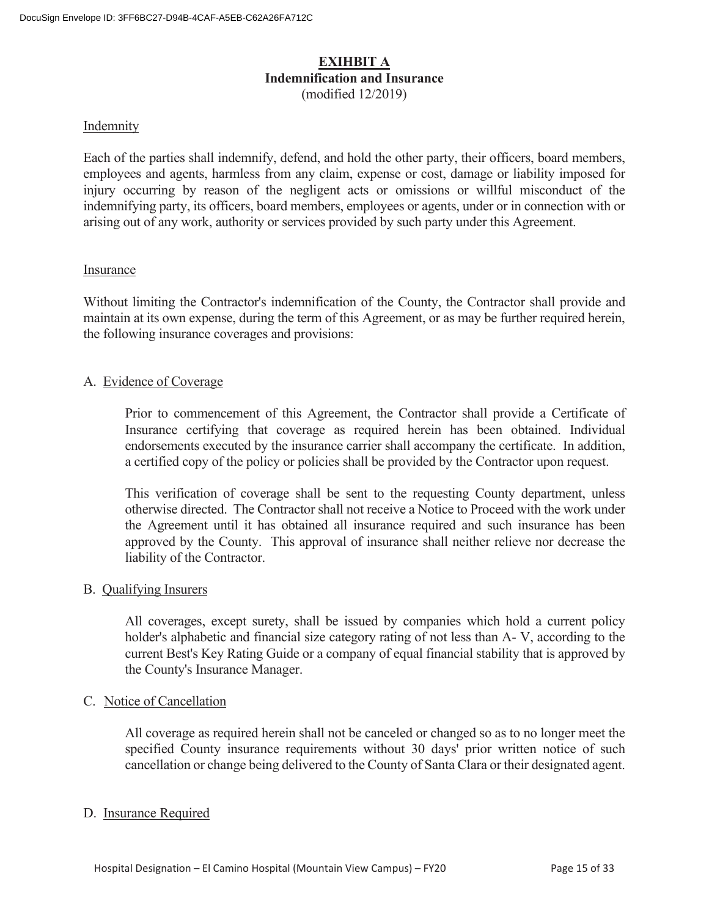# EXIHBIT A
## Indemnification and Insurance
(modified 12/2019)

Indemnity

Each of the parties shall indemnify, defend, and hold the other party, their officers, board members, employees and agents, harmless from any claim, expense or cost, damage or liability imposed for injury occurring by reason of the negligent acts or omissions or willful misconduct of the indemnifying party, its officers, board members, employees or agents, under or in connection with or arising out of any work, authority or services provided by such party under this Agreement.

Insurance

Without limiting the Contractor's indemnification of the County, the Contractor shall provide and maintain at its own expense, during the term of this Agreement, or as may be further required herein, the following insurance coverages and provisions:

A. Evidence of Coverage

Prior to commencement of this Agreement, the Contractor shall provide a Certificate of Insurance certifying that coverage as required herein has been obtained. Individual endorsements executed by the insurance carrier shall accompany the certificate. In addition, a certified copy of the policy or policies shall be provided by the Contractor upon request.

This verification of coverage shall be sent to the requesting County department, unless otherwise directed. The Contractor shall not receive a Notice to Proceed with the work under the Agreement until it has obtained all insurance required and such insurance has been approved by the County. This approval of insurance shall neither relieve nor decrease the liability of the Contractor.

B. Qualifying Insurers

All coverages, except surety, shall be issued by companies which hold a current policy holder's alphabetic and financial size category rating of not less than A- V, according to the current Best's Key Rating Guide or a company of equal financial stability that is approved by the County's Insurance Manager.

C. Notice of Cancellation

All coverage as required herein shall not be canceled or changed so as to no longer meet the specified County insurance requirements without 30 days' prior written notice of such cancellation or change being delivered to the County of Santa Clara or their designated agent.

D. Insurance Required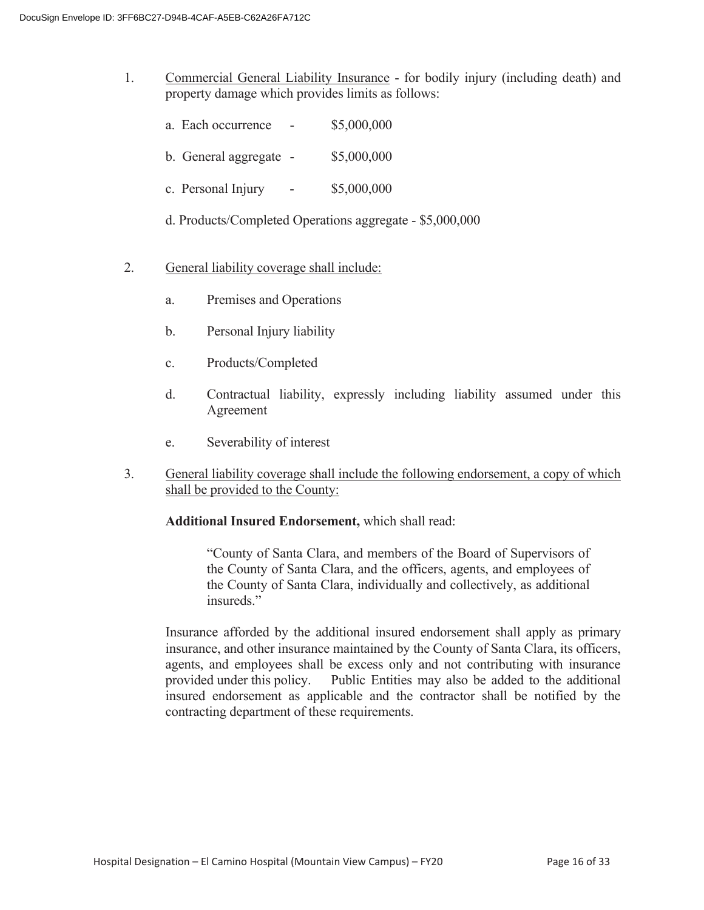1. Commercial General Liability Insurance - for bodily injury (including death) and property damage which provides limits as follows:

   a. Each occurrence - $5,000,000

   b. General aggregate - $5,000,000

   c. Personal Injury - $5,000,000

   d. Products/Completed Operations aggregate - $5,000,000

2. General liability coverage shall include:

   a. Premises and Operations

   b. Personal Injury liability

   c. Products/Completed

   d. Contractual liability, expressly including liability assumed under this Agreement

   e. Severability of interest

3. General liability coverage shall include the following endorsement, a copy of which shall be provided to the County:

   **Additional Insured Endorsement,** which shall read:

   > "County of Santa Clara, and members of the Board of Supervisors of the County of Santa Clara, and the officers, agents, and employees of the County of Santa Clara, individually and collectively, as additional insureds."

   Insurance afforded by the additional insured endorsement shall apply as primary insurance, and other insurance maintained by the County of Santa Clara, its officers, agents, and employees shall be excess only and not contributing with insurance provided under this policy. Public Entities may also be added to the additional insured endorsement as applicable and the contractor shall be notified by the contracting department of these requirements.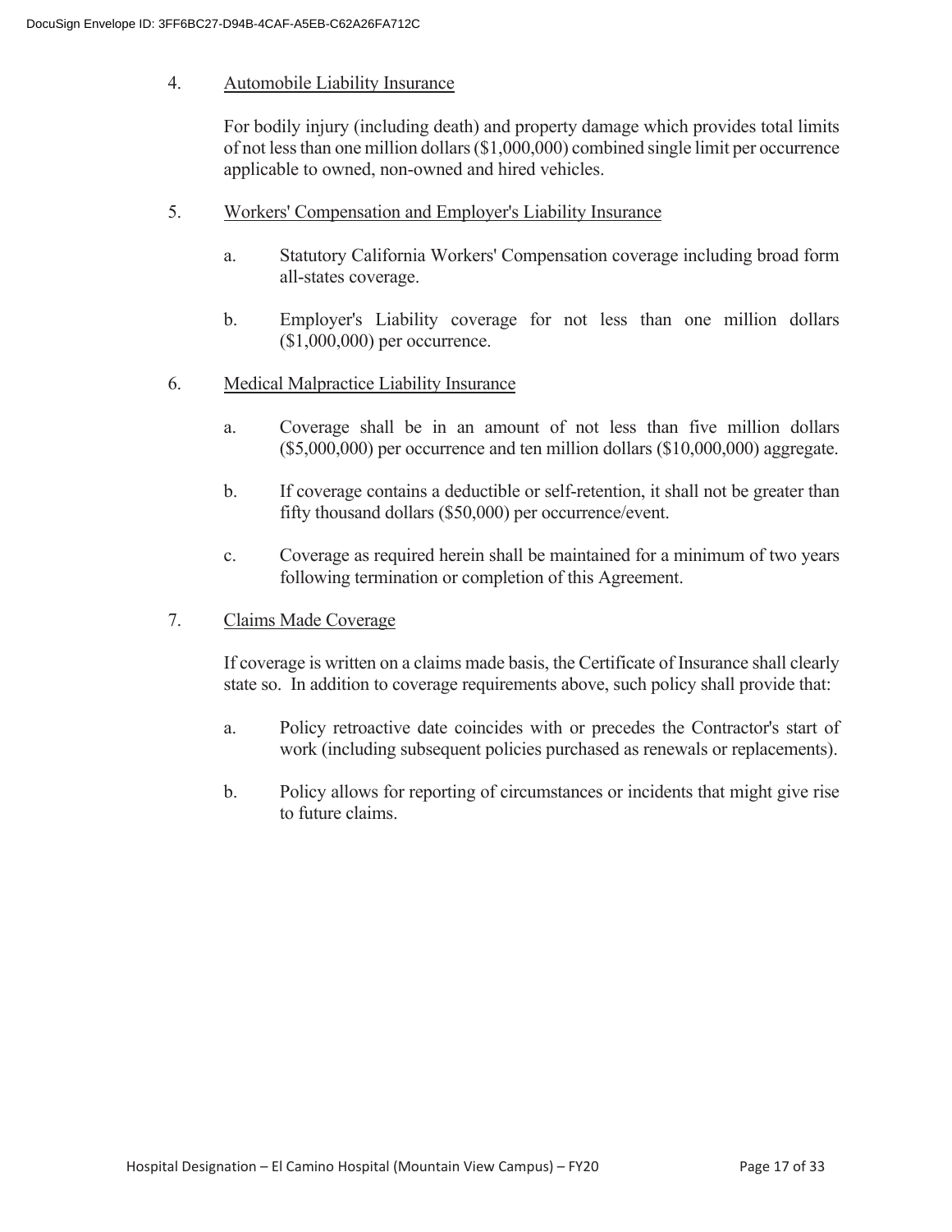4. <u>Automobile Liability Insurance</u>

   For bodily injury (including death) and property damage which provides total limits of not less than one million dollars ($1,000,000) combined single limit per occurrence applicable to owned, non-owned and hired vehicles.

5. <u>Workers' Compensation and Employer's Liability Insurance</u>

   a. Statutory California Workers' Compensation coverage including broad form all-states coverage.

   b. Employer's Liability coverage for not less than one million dollars ($1,000,000) per occurrence.

6. <u>Medical Malpractice Liability Insurance</u>

   a. Coverage shall be in an amount of not less than five million dollars ($5,000,000) per occurrence and ten million dollars ($10,000,000) aggregate.

   b. If coverage contains a deductible or self-retention, it shall not be greater than fifty thousand dollars ($50,000) per occurrence/event.

   c. Coverage as required herein shall be maintained for a minimum of two years following termination or completion of this Agreement.

7. <u>Claims Made Coverage</u>

   If coverage is written on a claims made basis, the Certificate of Insurance shall clearly state so. In addition to coverage requirements above, such policy shall provide that:

   a. Policy retroactive date coincides with or precedes the Contractor's start of work (including subsequent policies purchased as renewals or replacements).

   b. Policy allows for reporting of circumstances or incidents that might give rise to future claims.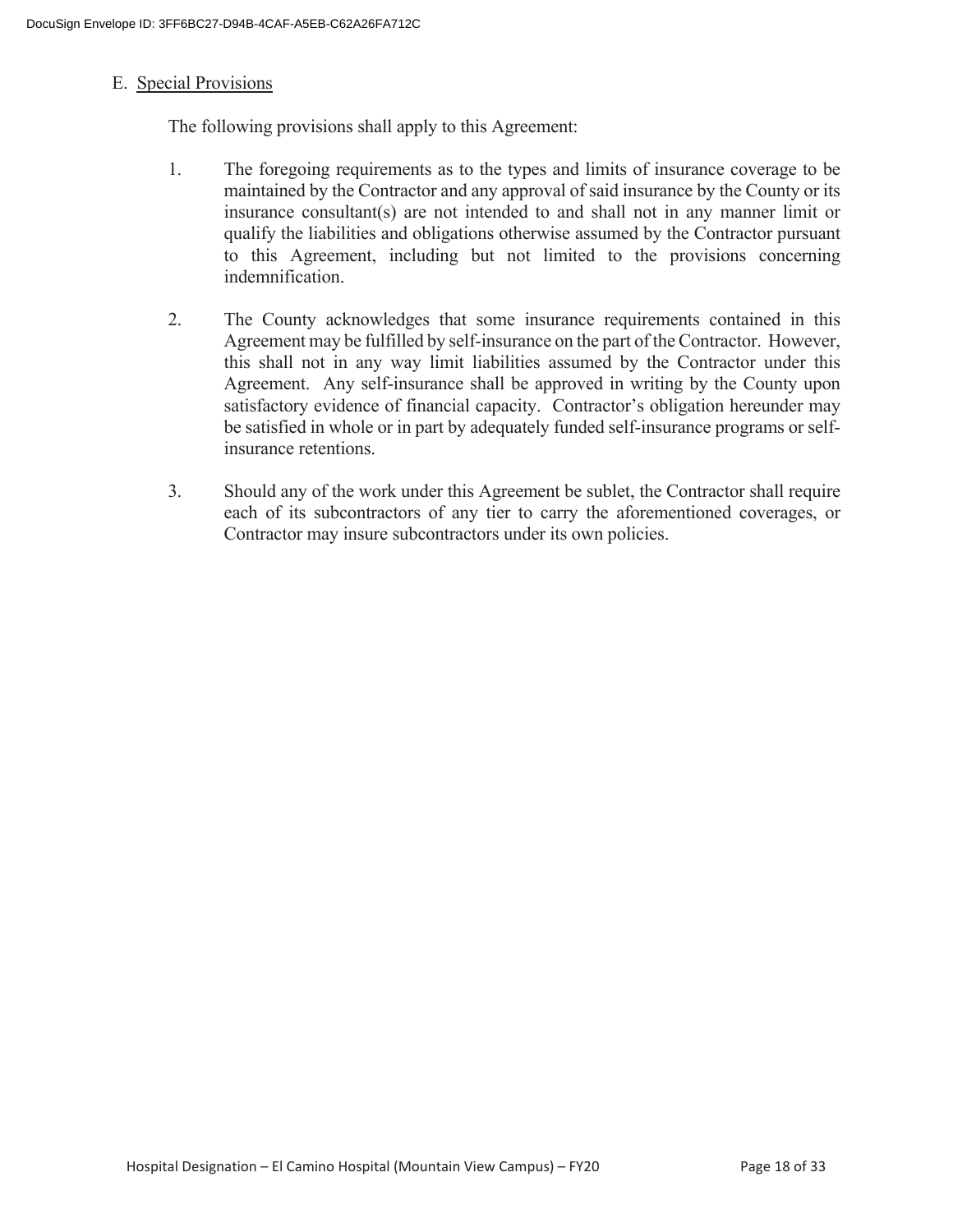E. <u>Special Provisions</u>

The following provisions shall apply to this Agreement:

1. The foregoing requirements as to the types and limits of insurance coverage to be maintained by the Contractor and any approval of said insurance by the County or its insurance consultant(s) are not intended to and shall not in any manner limit or qualify the liabilities and obligations otherwise assumed by the Contractor pursuant to this Agreement, including but not limited to the provisions concerning indemnification.

2. The County acknowledges that some insurance requirements contained in this Agreement may be fulfilled by self-insurance on the part of the Contractor. However, this shall not in any way limit liabilities assumed by the Contractor under this Agreement. Any self-insurance shall be approved in writing by the County upon satisfactory evidence of financial capacity. Contractor's obligation hereunder may be satisfied in whole or in part by adequately funded self-insurance programs or self-insurance retentions.

3. Should any of the work under this Agreement be sublet, the Contractor shall require each of its subcontractors of any tier to carry the aforementioned coverages, or Contractor may insure subcontractors under its own policies.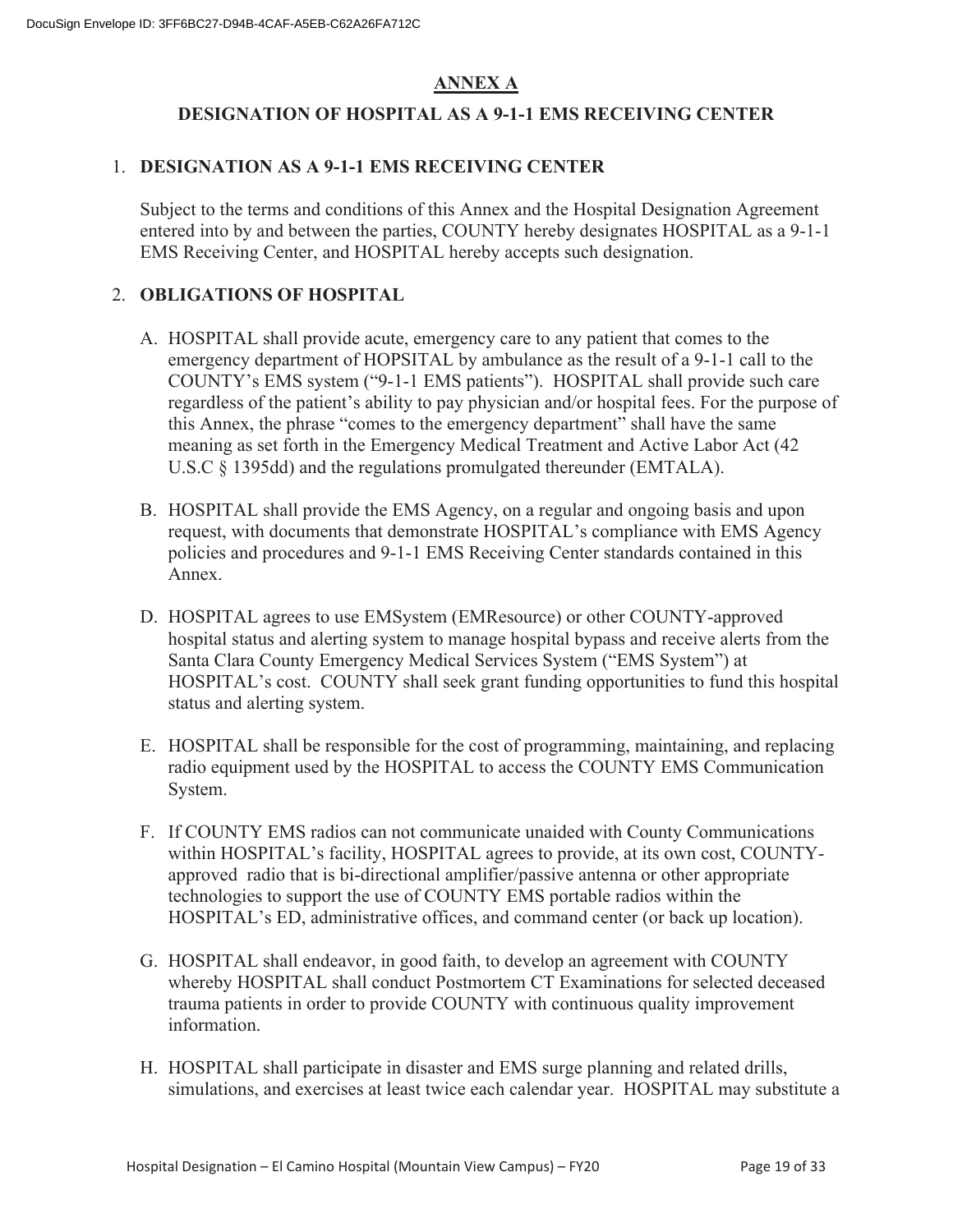# ANNEX A

## DESIGNATION OF HOSPITAL AS A 9-1-1 EMS RECEIVING CENTER

1. **DESIGNATION AS A 9-1-1 EMS RECEIVING CENTER**

   Subject to the terms and conditions of this Annex and the Hospital Designation Agreement entered into by and between the parties, COUNTY hereby designates HOSPITAL as a 9-1-1 EMS Receiving Center, and HOSPITAL hereby accepts such designation.

2. **OBLIGATIONS OF HOSPITAL**

   A. HOSPITAL shall provide acute, emergency care to any patient that comes to the emergency department of HOPSITAL by ambulance as the result of a 9-1-1 call to the COUNTY's EMS system ("9-1-1 EMS patients"). HOSPITAL shall provide such care regardless of the patient's ability to pay physician and/or hospital fees. For the purpose of this Annex, the phrase "comes to the emergency department" shall have the same meaning as set forth in the Emergency Medical Treatment and Active Labor Act (42 U.S.C § 1395dd) and the regulations promulgated thereunder (EMTALA).

   B. HOSPITAL shall provide the EMS Agency, on a regular and ongoing basis and upon request, with documents that demonstrate HOSPITAL's compliance with EMS Agency policies and procedures and 9-1-1 EMS Receiving Center standards contained in this Annex.

   D. HOSPITAL agrees to use EMSystem (EMResource) or other COUNTY-approved hospital status and alerting system to manage hospital bypass and receive alerts from the Santa Clara County Emergency Medical Services System ("EMS System") at HOSPITAL's cost. COUNTY shall seek grant funding opportunities to fund this hospital status and alerting system.

   E. HOSPITAL shall be responsible for the cost of programming, maintaining, and replacing radio equipment used by the HOSPITAL to access the COUNTY EMS Communication System.

   F. If COUNTY EMS radios can not communicate unaided with County Communications within HOSPITAL's facility, HOSPITAL agrees to provide, at its own cost, COUNTY-approved radio that is bi-directional amplifier/passive antenna or other appropriate technologies to support the use of COUNTY EMS portable radios within the HOSPITAL's ED, administrative offices, and command center (or back up location).

   G. HOSPITAL shall endeavor, in good faith, to develop an agreement with COUNTY whereby HOSPITAL shall conduct Postmortem CT Examinations for selected deceased trauma patients in order to provide COUNTY with continuous quality improvement information.

   H. HOSPITAL shall participate in disaster and EMS surge planning and related drills, simulations, and exercises at least twice each calendar year. HOSPITAL may substitute a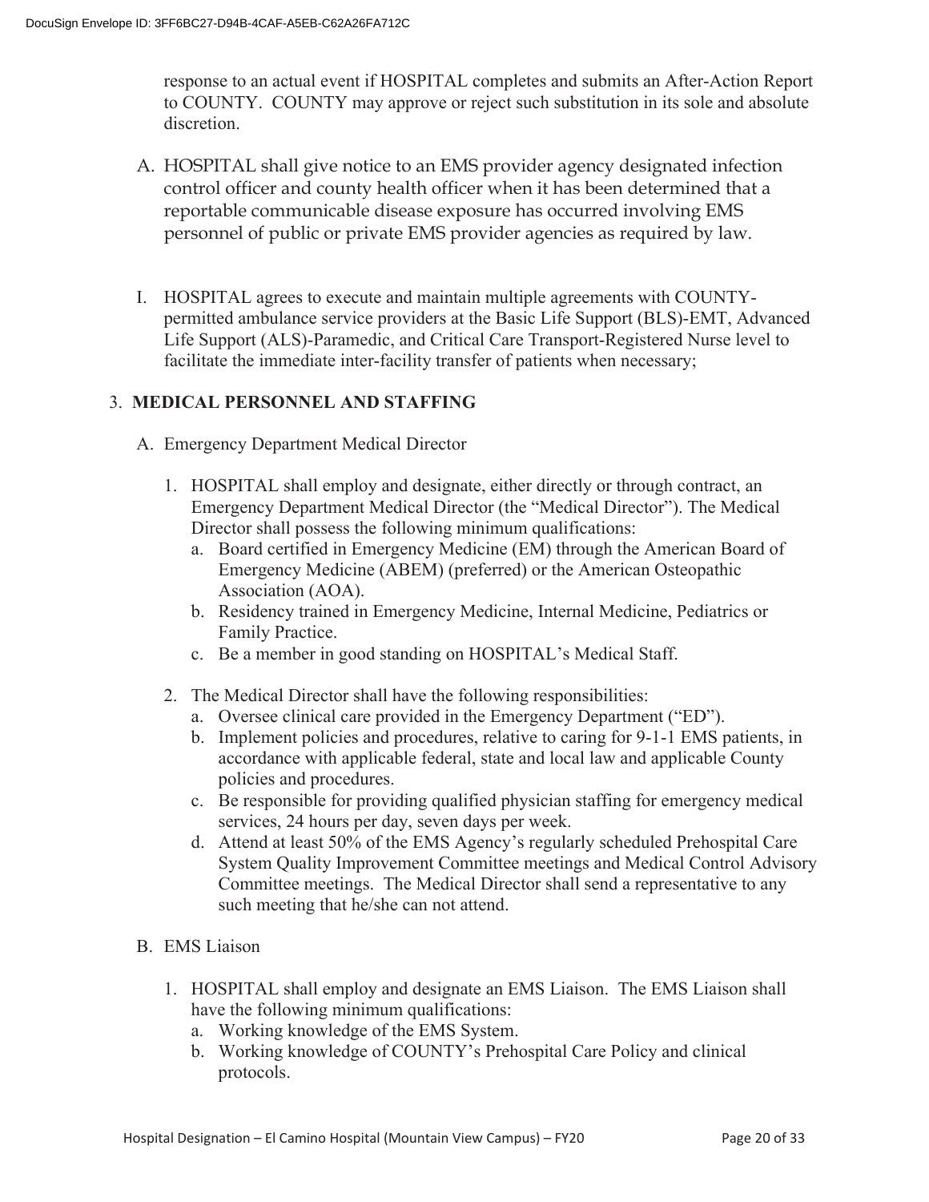response to an actual event if HOSPITAL completes and submits an After-Action Report to COUNTY. COUNTY may approve or reject such substitution in its sole and absolute discretion.

A. HOSPITAL shall give notice to an EMS provider agency designated infection control officer and county health officer when it has been determined that a reportable communicable disease exposure has occurred involving EMS personnel of public or private EMS provider agencies as required by law.

I. HOSPITAL agrees to execute and maintain multiple agreements with COUNTY-permitted ambulance service providers at the Basic Life Support (BLS)-EMT, Advanced Life Support (ALS)-Paramedic, and Critical Care Transport-Registered Nurse level to facilitate the immediate inter-facility transfer of patients when necessary;

3. **MEDICAL PERSONNEL AND STAFFING**

A. Emergency Department Medical Director

1. HOSPITAL shall employ and designate, either directly or through contract, an Emergency Department Medical Director (the "Medical Director"). The Medical Director shall possess the following minimum qualifications:
   a. Board certified in Emergency Medicine (EM) through the American Board of Emergency Medicine (ABEM) (preferred) or the American Osteopathic Association (AOA).
   b. Residency trained in Emergency Medicine, Internal Medicine, Pediatrics or Family Practice.
   c. Be a member in good standing on HOSPITAL's Medical Staff.

2. The Medical Director shall have the following responsibilities:
   a. Oversee clinical care provided in the Emergency Department ("ED").
   b. Implement policies and procedures, relative to caring for 9-1-1 EMS patients, in accordance with applicable federal, state and local law and applicable County policies and procedures.
   c. Be responsible for providing qualified physician staffing for emergency medical services, 24 hours per day, seven days per week.
   d. Attend at least 50% of the EMS Agency's regularly scheduled Prehospital Care System Quality Improvement Committee meetings and Medical Control Advisory Committee meetings. The Medical Director shall send a representative to any such meeting that he/she can not attend.

B. EMS Liaison

1. HOSPITAL shall employ and designate an EMS Liaison. The EMS Liaison shall have the following minimum qualifications:
   a. Working knowledge of the EMS System.
   b. Working knowledge of COUNTY's Prehospital Care Policy and clinical protocols.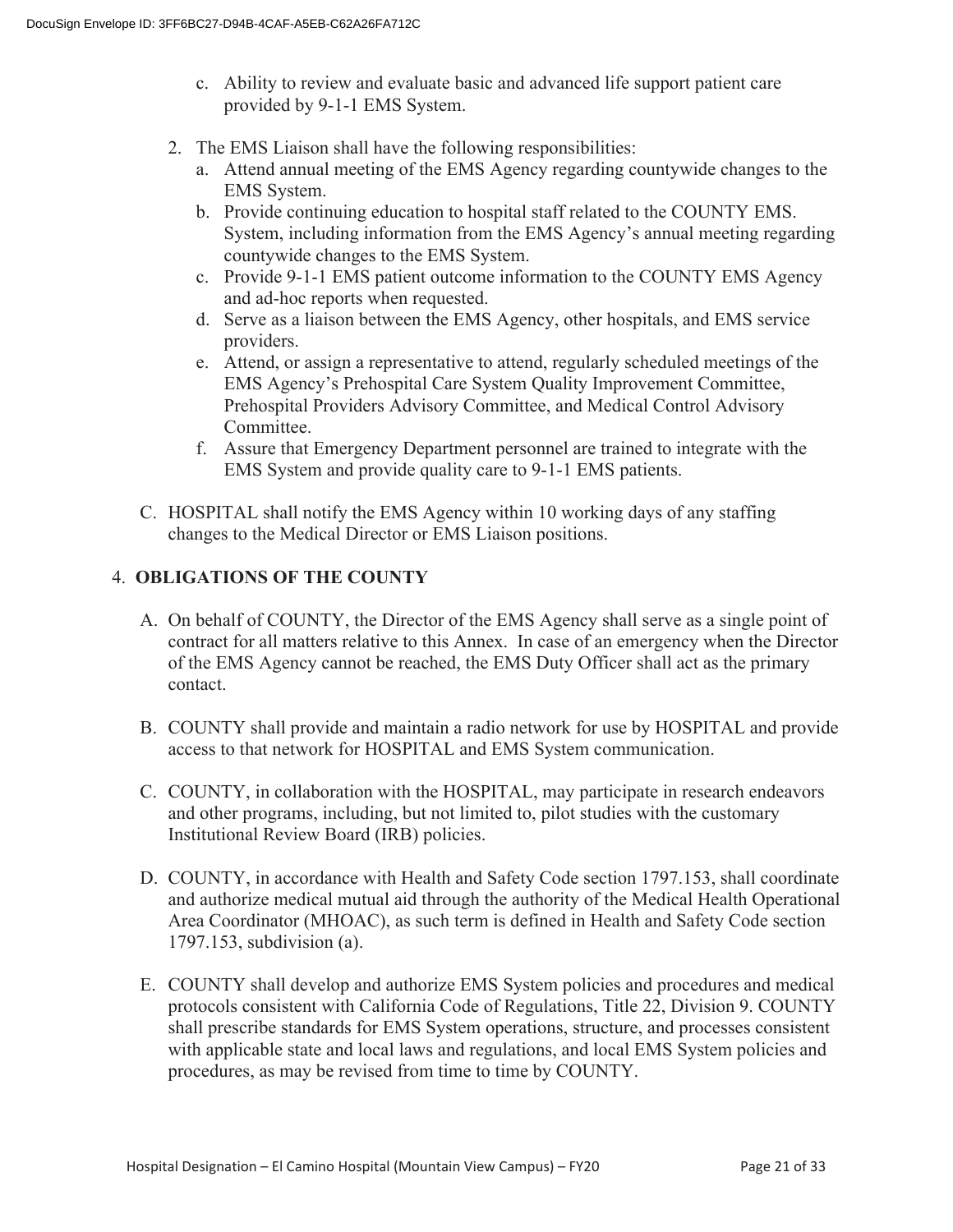c. Ability to review and evaluate basic and advanced life support patient care provided by 9-1-1 EMS System.

2. The EMS Liaison shall have the following responsibilities:
   a. Attend annual meeting of the EMS Agency regarding countywide changes to the EMS System.
   b. Provide continuing education to hospital staff related to the COUNTY EMS. System, including information from the EMS Agency's annual meeting regarding countywide changes to the EMS System.
   c. Provide 9-1-1 EMS patient outcome information to the COUNTY EMS Agency and ad-hoc reports when requested.
   d. Serve as a liaison between the EMS Agency, other hospitals, and EMS service providers.
   e. Attend, or assign a representative to attend, regularly scheduled meetings of the EMS Agency's Prehospital Care System Quality Improvement Committee, Prehospital Providers Advisory Committee, and Medical Control Advisory Committee.
   f. Assure that Emergency Department personnel are trained to integrate with the EMS System and provide quality care to 9-1-1 EMS patients.

C. HOSPITAL shall notify the EMS Agency within 10 working days of any staffing changes to the Medical Director or EMS Liaison positions.

## 4. OBLIGATIONS OF THE COUNTY

A. On behalf of COUNTY, the Director of the EMS Agency shall serve as a single point of contract for all matters relative to this Annex. In case of an emergency when the Director of the EMS Agency cannot be reached, the EMS Duty Officer shall act as the primary contact.

B. COUNTY shall provide and maintain a radio network for use by HOSPITAL and provide access to that network for HOSPITAL and EMS System communication.

C. COUNTY, in collaboration with the HOSPITAL, may participate in research endeavors and other programs, including, but not limited to, pilot studies with the customary Institutional Review Board (IRB) policies.

D. COUNTY, in accordance with Health and Safety Code section 1797.153, shall coordinate and authorize medical mutual aid through the authority of the Medical Health Operational Area Coordinator (MHOAC), as such term is defined in Health and Safety Code section 1797.153, subdivision (a).

E. COUNTY shall develop and authorize EMS System policies and procedures and medical protocols consistent with California Code of Regulations, Title 22, Division 9. COUNTY shall prescribe standards for EMS System operations, structure, and processes consistent with applicable state and local laws and regulations, and local EMS System policies and procedures, as may be revised from time to time by COUNTY.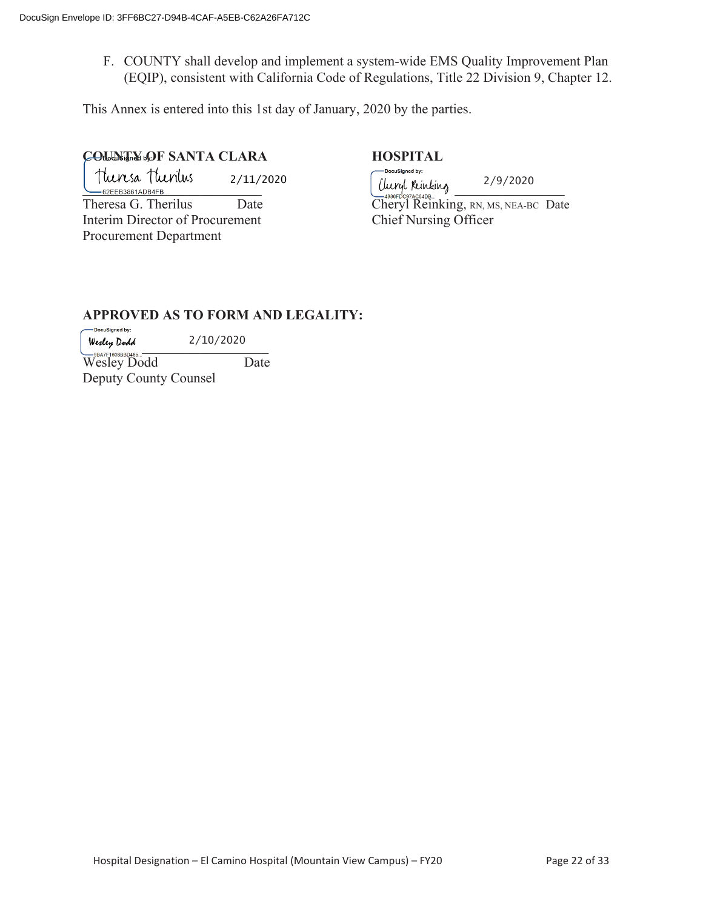DocuSign Envelope ID: 3FF6BC27-D94B-4CAF-A5EB-C62A26FA712C

F. COUNTY shall develop and implement a system-wide EMS Quality Improvement Plan (EQIP), consistent with California Code of Regulations, Title 22 Division 9, Chapter 12.

This Annex is entered into this 1st day of January, 2020 by the parties.

| **COUNTY OF SANTA CLARA** | **HOSPITAL** |
|---|---|
| DocuSigned by: Theresa Therilus 62EEB3861ADB4FB 2/11/2020 | DocuSigned by: Cheryl Reinking 4986FDC97AC64DB... 2/9/2020 |
| Theresa G. Therilus Date | Cheryl Reinking, RN, MS, NEA-BC Date |
| Interim Director of Procurement | Chief Nursing Officer |
| Procurement Department | |

**APPROVED AS TO FORM AND LEGALITY:**

DocuSigned by: Wesley Dodd 9BA7F1608B3D485... 2/10/2020

Wesley Dodd Date
Deputy County Counsel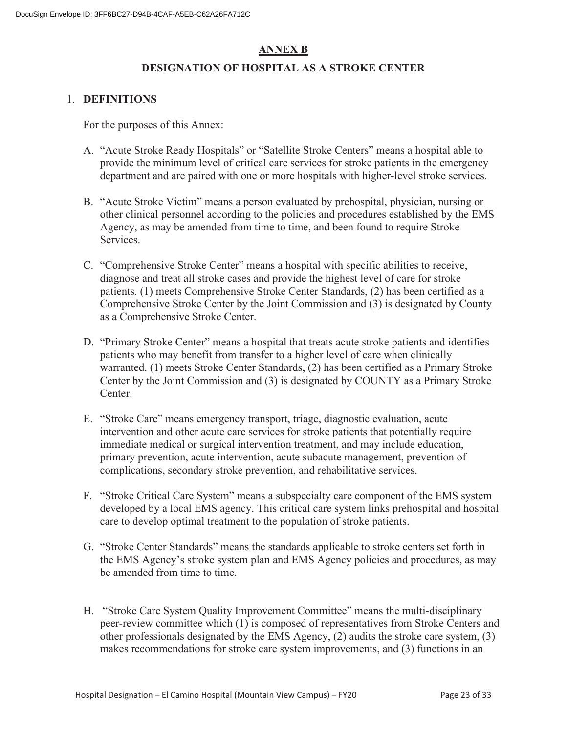## ANNEX B

## DESIGNATION OF HOSPITAL AS A STROKE CENTER

1. **DEFINITIONS**

   For the purposes of this Annex:

   A. "Acute Stroke Ready Hospitals" or "Satellite Stroke Centers" means a hospital able to provide the minimum level of critical care services for stroke patients in the emergency department and are paired with one or more hospitals with higher-level stroke services.

   B. "Acute Stroke Victim" means a person evaluated by prehospital, physician, nursing or other clinical personnel according to the policies and procedures established by the EMS Agency, as may be amended from time to time, and been found to require Stroke Services.

   C. "Comprehensive Stroke Center" means a hospital with specific abilities to receive, diagnose and treat all stroke cases and provide the highest level of care for stroke patients. (1) meets Comprehensive Stroke Center Standards, (2) has been certified as a Comprehensive Stroke Center by the Joint Commission and (3) is designated by County as a Comprehensive Stroke Center.

   D. "Primary Stroke Center" means a hospital that treats acute stroke patients and identifies patients who may benefit from transfer to a higher level of care when clinically warranted. (1) meets Stroke Center Standards, (2) has been certified as a Primary Stroke Center by the Joint Commission and (3) is designated by COUNTY as a Primary Stroke Center.

   E. "Stroke Care" means emergency transport, triage, diagnostic evaluation, acute intervention and other acute care services for stroke patients that potentially require immediate medical or surgical intervention treatment, and may include education, primary prevention, acute intervention, acute subacute management, prevention of complications, secondary stroke prevention, and rehabilitative services.

   F. "Stroke Critical Care System" means a subspecialty care component of the EMS system developed by a local EMS agency. This critical care system links prehospital and hospital care to develop optimal treatment to the population of stroke patients.

   G. "Stroke Center Standards" means the standards applicable to stroke centers set forth in the EMS Agency's stroke system plan and EMS Agency policies and procedures, as may be amended from time to time.

   H. "Stroke Care System Quality Improvement Committee" means the multi-disciplinary peer-review committee which (1) is composed of representatives from Stroke Centers and other professionals designated by the EMS Agency, (2) audits the stroke care system, (3) makes recommendations for stroke care system improvements, and (3) functions in an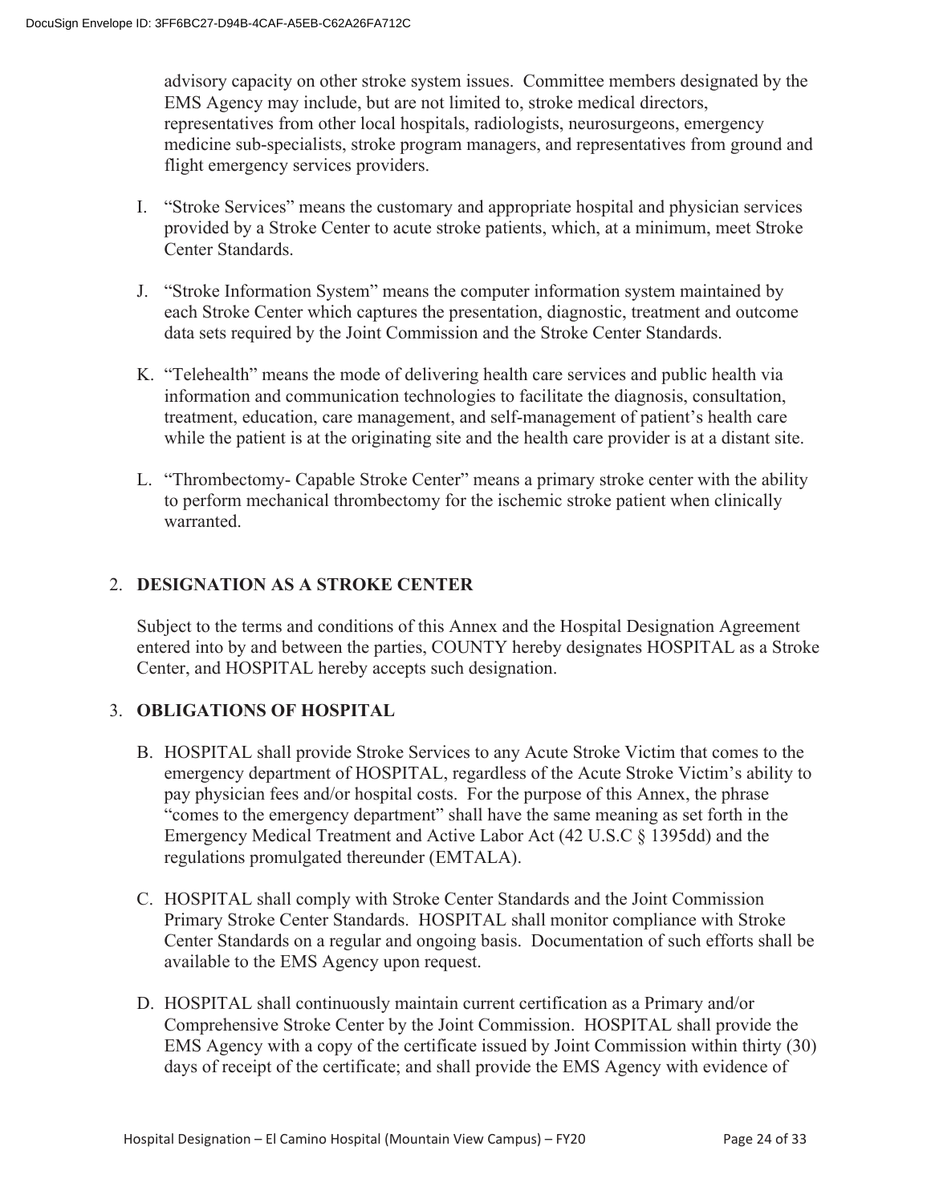advisory capacity on other stroke system issues. Committee members designated by the EMS Agency may include, but are not limited to, stroke medical directors, representatives from other local hospitals, radiologists, neurosurgeons, emergency medicine sub-specialists, stroke program managers, and representatives from ground and flight emergency services providers.

I. "Stroke Services" means the customary and appropriate hospital and physician services provided by a Stroke Center to acute stroke patients, which, at a minimum, meet Stroke Center Standards.

J. "Stroke Information System" means the computer information system maintained by each Stroke Center which captures the presentation, diagnostic, treatment and outcome data sets required by the Joint Commission and the Stroke Center Standards.

K. "Telehealth" means the mode of delivering health care services and public health via information and communication technologies to facilitate the diagnosis, consultation, treatment, education, care management, and self-management of patient's health care while the patient is at the originating site and the health care provider is at a distant site.

L. "Thrombectomy- Capable Stroke Center" means a primary stroke center with the ability to perform mechanical thrombectomy for the ischemic stroke patient when clinically warranted.

## 2. DESIGNATION AS A STROKE CENTER

Subject to the terms and conditions of this Annex and the Hospital Designation Agreement entered into by and between the parties, COUNTY hereby designates HOSPITAL as a Stroke Center, and HOSPITAL hereby accepts such designation.

## 3. OBLIGATIONS OF HOSPITAL

B. HOSPITAL shall provide Stroke Services to any Acute Stroke Victim that comes to the emergency department of HOSPITAL, regardless of the Acute Stroke Victim's ability to pay physician fees and/or hospital costs. For the purpose of this Annex, the phrase "comes to the emergency department" shall have the same meaning as set forth in the Emergency Medical Treatment and Active Labor Act (42 U.S.C § 1395dd) and the regulations promulgated thereunder (EMTALA).

C. HOSPITAL shall comply with Stroke Center Standards and the Joint Commission Primary Stroke Center Standards. HOSPITAL shall monitor compliance with Stroke Center Standards on a regular and ongoing basis. Documentation of such efforts shall be available to the EMS Agency upon request.

D. HOSPITAL shall continuously maintain current certification as a Primary and/or Comprehensive Stroke Center by the Joint Commission. HOSPITAL shall provide the EMS Agency with a copy of the certificate issued by Joint Commission within thirty (30) days of receipt of the certificate; and shall provide the EMS Agency with evidence of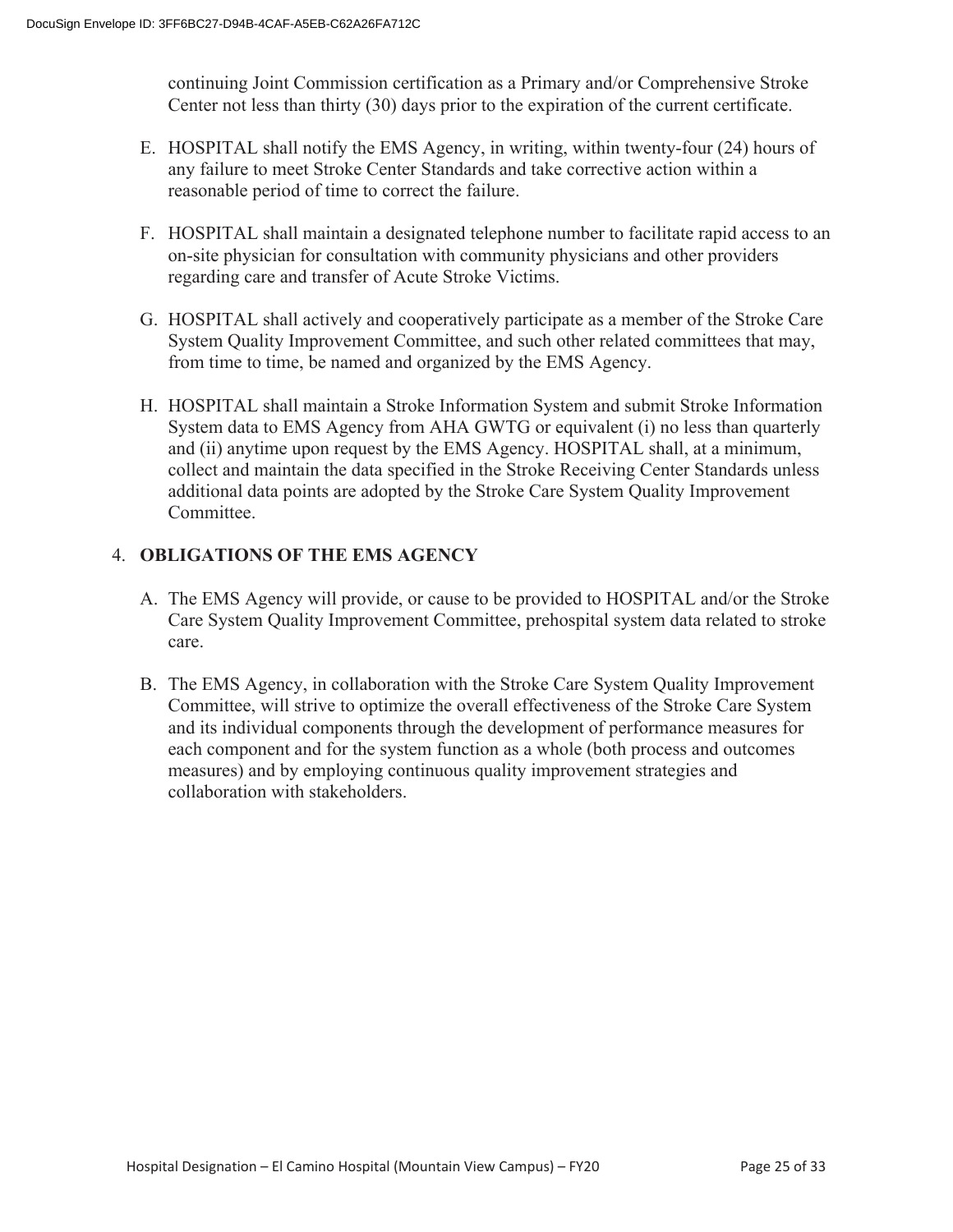continuing Joint Commission certification as a Primary and/or Comprehensive Stroke Center not less than thirty (30) days prior to the expiration of the current certificate.

E. HOSPITAL shall notify the EMS Agency, in writing, within twenty-four (24) hours of any failure to meet Stroke Center Standards and take corrective action within a reasonable period of time to correct the failure.

F. HOSPITAL shall maintain a designated telephone number to facilitate rapid access to an on-site physician for consultation with community physicians and other providers regarding care and transfer of Acute Stroke Victims.

G. HOSPITAL shall actively and cooperatively participate as a member of the Stroke Care System Quality Improvement Committee, and such other related committees that may, from time to time, be named and organized by the EMS Agency.

H. HOSPITAL shall maintain a Stroke Information System and submit Stroke Information System data to EMS Agency from AHA GWTG or equivalent (i) no less than quarterly and (ii) anytime upon request by the EMS Agency. HOSPITAL shall, at a minimum, collect and maintain the data specified in the Stroke Receiving Center Standards unless additional data points are adopted by the Stroke Care System Quality Improvement Committee.

## 4. OBLIGATIONS OF THE EMS AGENCY

A. The EMS Agency will provide, or cause to be provided to HOSPITAL and/or the Stroke Care System Quality Improvement Committee, prehospital system data related to stroke care.

B. The EMS Agency, in collaboration with the Stroke Care System Quality Improvement Committee, will strive to optimize the overall effectiveness of the Stroke Care System and its individual components through the development of performance measures for each component and for the system function as a whole (both process and outcomes measures) and by employing continuous quality improvement strategies and collaboration with stakeholders.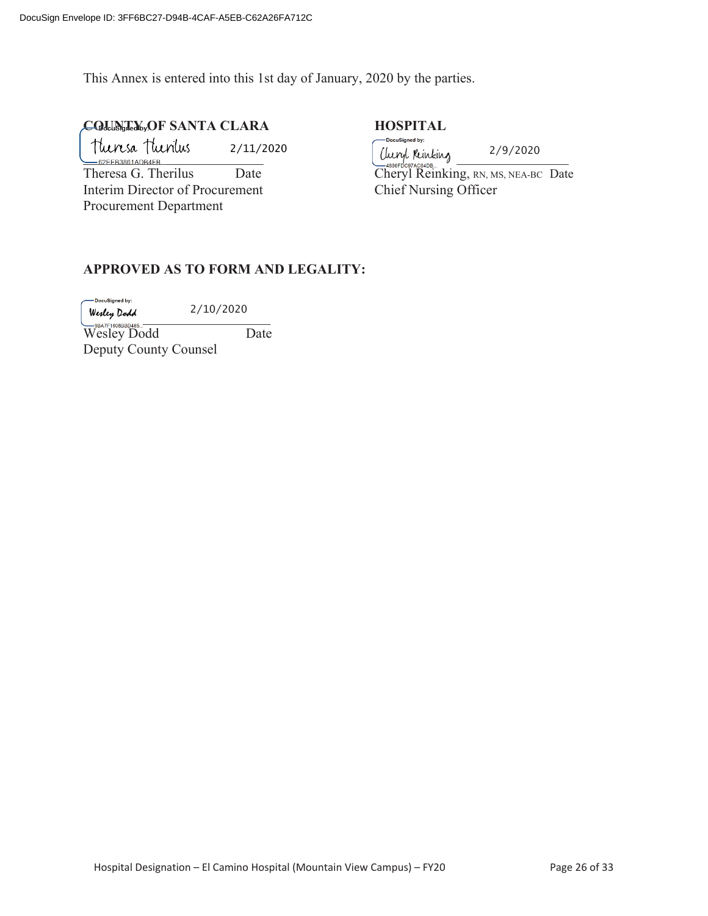DocuSign Envelope ID: 3FF6BC27-D94B-4CAF-A5EB-C62A26FA712C

This Annex is entered into this 1st day of January, 2020 by the parties.

**COUNTY OF SANTA CLARA**

DocuSigned by: Theresa Therilus — 2/11/2020
62EEB3861ADB4EB...

Theresa G. Therilus — Date
Interim Director of Procurement
Procurement Department

**HOSPITAL**

DocuSigned by: Cheryl Reinking — 2/9/2020
4886FDC97AC64DB...

Cheryl Reinking, RN, MS, NEA-BC — Date
Chief Nursing Officer

**APPROVED AS TO FORM AND LEGALITY:**

DocuSigned by: Wesley Dodd — 2/10/2020
9BA7F1608BBD485...

Wesley Dodd — Date
Deputy County Counsel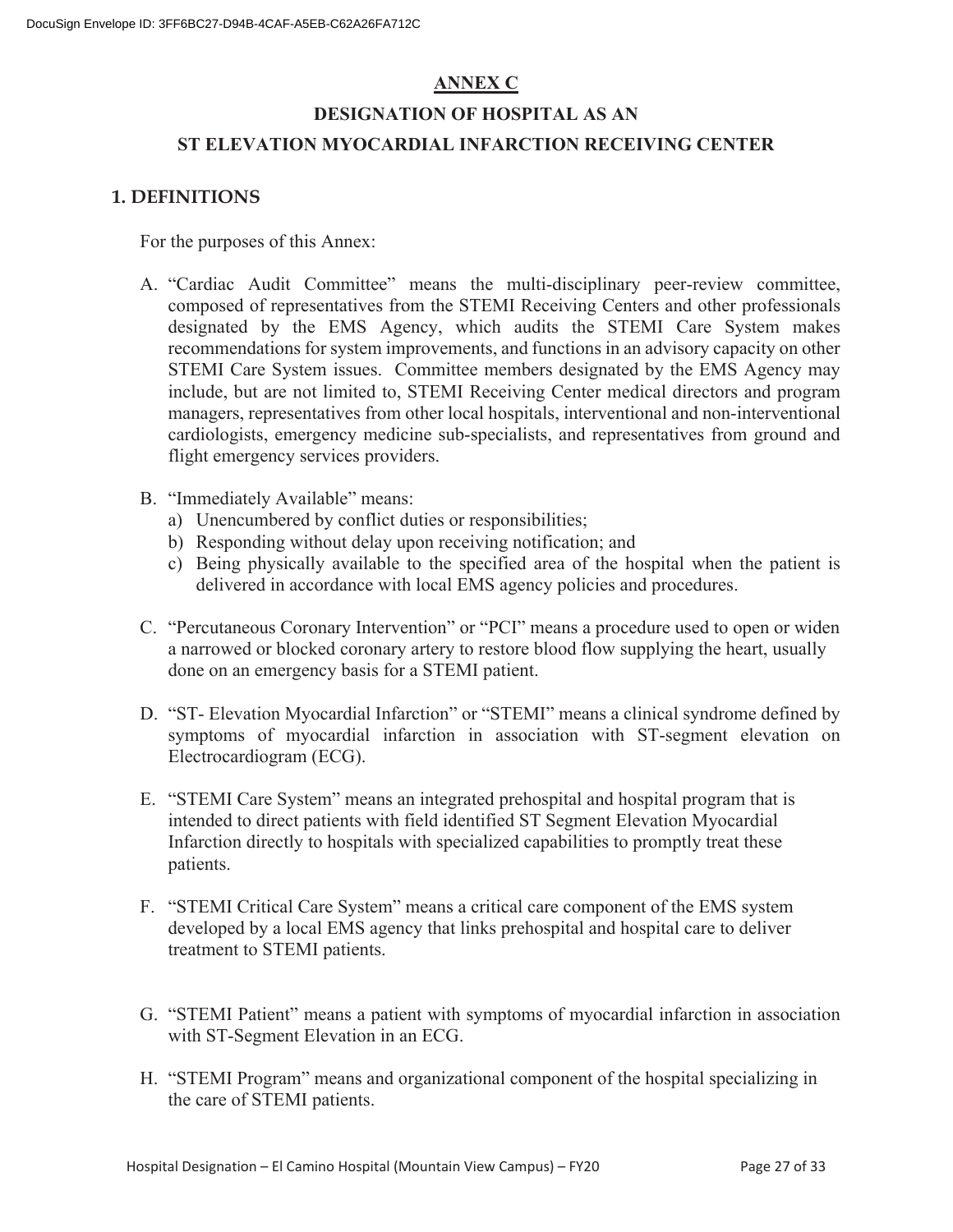# ANNEX C

## DESIGNATION OF HOSPITAL AS AN ST ELEVATION MYOCARDIAL INFARCTION RECEIVING CENTER

## 1. DEFINITIONS

For the purposes of this Annex:

A. "Cardiac Audit Committee" means the multi-disciplinary peer-review committee, composed of representatives from the STEMI Receiving Centers and other professionals designated by the EMS Agency, which audits the STEMI Care System makes recommendations for system improvements, and functions in an advisory capacity on other STEMI Care System issues. Committee members designated by the EMS Agency may include, but are not limited to, STEMI Receiving Center medical directors and program managers, representatives from other local hospitals, interventional and non-interventional cardiologists, emergency medicine sub-specialists, and representatives from ground and flight emergency services providers.

B. "Immediately Available" means:
   a) Unencumbered by conflict duties or responsibilities;
   b) Responding without delay upon receiving notification; and
   c) Being physically available to the specified area of the hospital when the patient is delivered in accordance with local EMS agency policies and procedures.

C. "Percutaneous Coronary Intervention" or "PCI" means a procedure used to open or widen a narrowed or blocked coronary artery to restore blood flow supplying the heart, usually done on an emergency basis for a STEMI patient.

D. "ST- Elevation Myocardial Infarction" or "STEMI" means a clinical syndrome defined by symptoms of myocardial infarction in association with ST-segment elevation on Electrocardiogram (ECG).

E. "STEMI Care System" means an integrated prehospital and hospital program that is intended to direct patients with field identified ST Segment Elevation Myocardial Infarction directly to hospitals with specialized capabilities to promptly treat these patients.

F. "STEMI Critical Care System" means a critical care component of the EMS system developed by a local EMS agency that links prehospital and hospital care to deliver treatment to STEMI patients.

G. "STEMI Patient" means a patient with symptoms of myocardial infarction in association with ST-Segment Elevation in an ECG.

H. "STEMI Program" means and organizational component of the hospital specializing in the care of STEMI patients.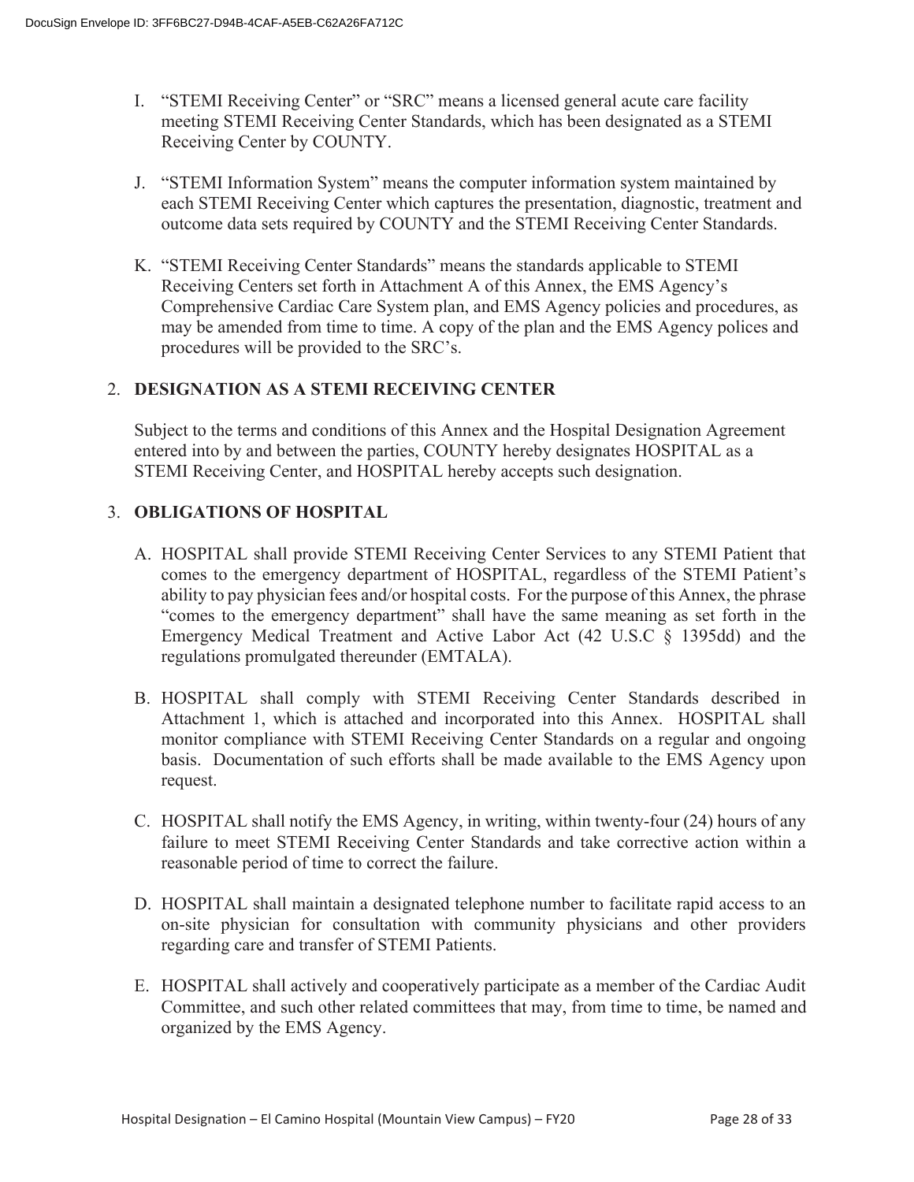I. "STEMI Receiving Center" or "SRC" means a licensed general acute care facility meeting STEMI Receiving Center Standards, which has been designated as a STEMI Receiving Center by COUNTY.

J. "STEMI Information System" means the computer information system maintained by each STEMI Receiving Center which captures the presentation, diagnostic, treatment and outcome data sets required by COUNTY and the STEMI Receiving Center Standards.

K. "STEMI Receiving Center Standards" means the standards applicable to STEMI Receiving Centers set forth in Attachment A of this Annex, the EMS Agency's Comprehensive Cardiac Care System plan, and EMS Agency policies and procedures, as may be amended from time to time. A copy of the plan and the EMS Agency polices and procedures will be provided to the SRC's.

2. **DESIGNATION AS A STEMI RECEIVING CENTER**

Subject to the terms and conditions of this Annex and the Hospital Designation Agreement entered into by and between the parties, COUNTY hereby designates HOSPITAL as a STEMI Receiving Center, and HOSPITAL hereby accepts such designation.

3. **OBLIGATIONS OF HOSPITAL**

A. HOSPITAL shall provide STEMI Receiving Center Services to any STEMI Patient that comes to the emergency department of HOSPITAL, regardless of the STEMI Patient's ability to pay physician fees and/or hospital costs. For the purpose of this Annex, the phrase "comes to the emergency department" shall have the same meaning as set forth in the Emergency Medical Treatment and Active Labor Act (42 U.S.C § 1395dd) and the regulations promulgated thereunder (EMTALA).

B. HOSPITAL shall comply with STEMI Receiving Center Standards described in Attachment 1, which is attached and incorporated into this Annex. HOSPITAL shall monitor compliance with STEMI Receiving Center Standards on a regular and ongoing basis. Documentation of such efforts shall be made available to the EMS Agency upon request.

C. HOSPITAL shall notify the EMS Agency, in writing, within twenty-four (24) hours of any failure to meet STEMI Receiving Center Standards and take corrective action within a reasonable period of time to correct the failure.

D. HOSPITAL shall maintain a designated telephone number to facilitate rapid access to an on-site physician for consultation with community physicians and other providers regarding care and transfer of STEMI Patients.

E. HOSPITAL shall actively and cooperatively participate as a member of the Cardiac Audit Committee, and such other related committees that may, from time to time, be named and organized by the EMS Agency.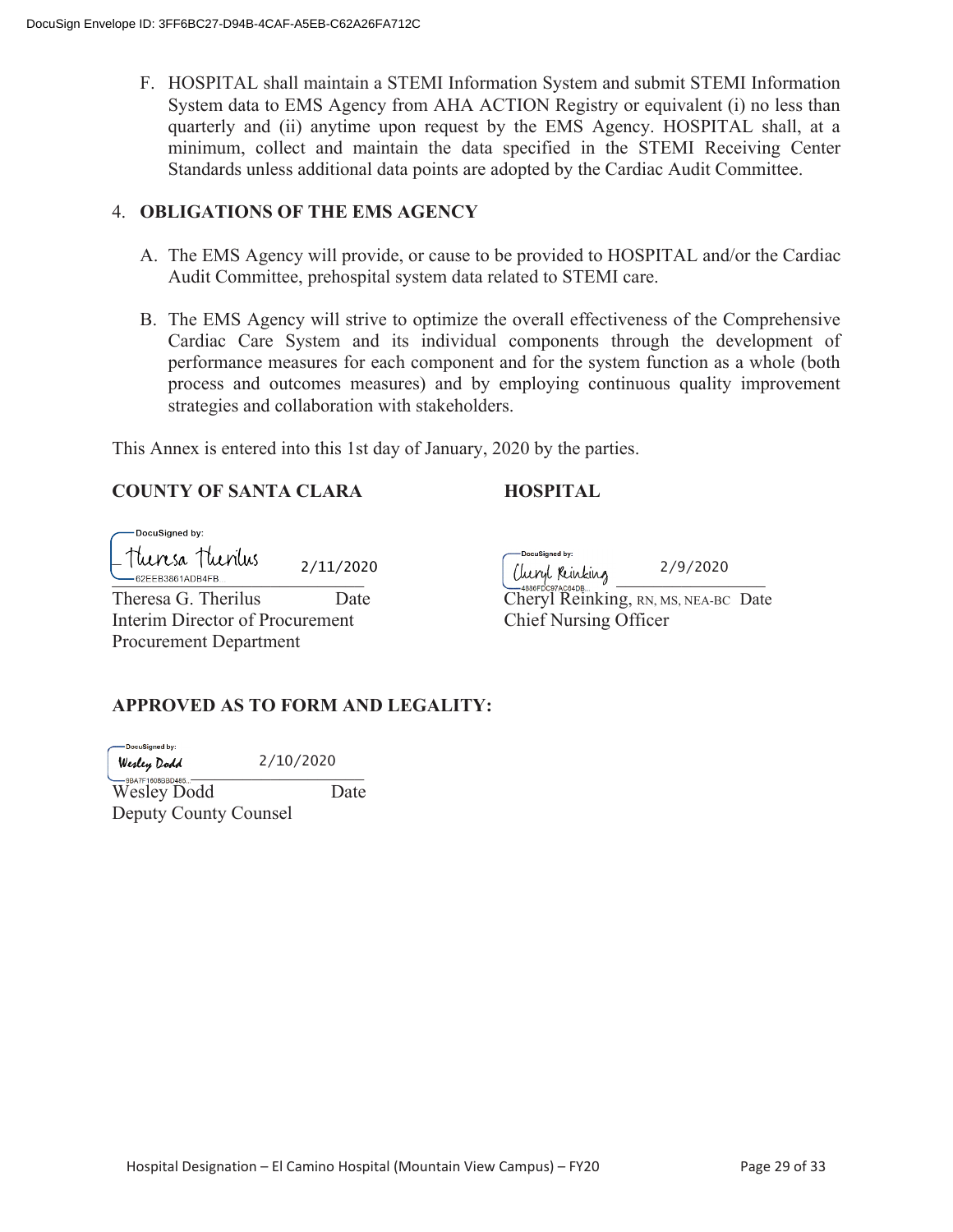F. HOSPITAL shall maintain a STEMI Information System and submit STEMI Information System data to EMS Agency from AHA ACTION Registry or equivalent (i) no less than quarterly and (ii) anytime upon request by the EMS Agency. HOSPITAL shall, at a minimum, collect and maintain the data specified in the STEMI Receiving Center Standards unless additional data points are adopted by the Cardiac Audit Committee.

## 4. OBLIGATIONS OF THE EMS AGENCY

A. The EMS Agency will provide, or cause to be provided to HOSPITAL and/or the Cardiac Audit Committee, prehospital system data related to STEMI care.

B. The EMS Agency will strive to optimize the overall effectiveness of the Comprehensive Cardiac Care System and its individual components through the development of performance measures for each component and for the system function as a whole (both process and outcomes measures) and by employing continuous quality improvement strategies and collaboration with stakeholders.

This Annex is entered into this 1st day of January, 2020 by the parties.

**COUNTY OF SANTA CLARA**

DocuSigned by: Theresa Therilus 2/11/2020

Theresa G. Therilus Date
Interim Director of Procurement
Procurement Department

**HOSPITAL**

DocuSigned by: Cheryl Reinking 2/9/2020

Cheryl Reinking, RN, MS, NEA-BC Date
Chief Nursing Officer

**APPROVED AS TO FORM AND LEGALITY:**

DocuSigned by: Wesley Dodd 2/10/2020

Wesley Dodd Date
Deputy County Counsel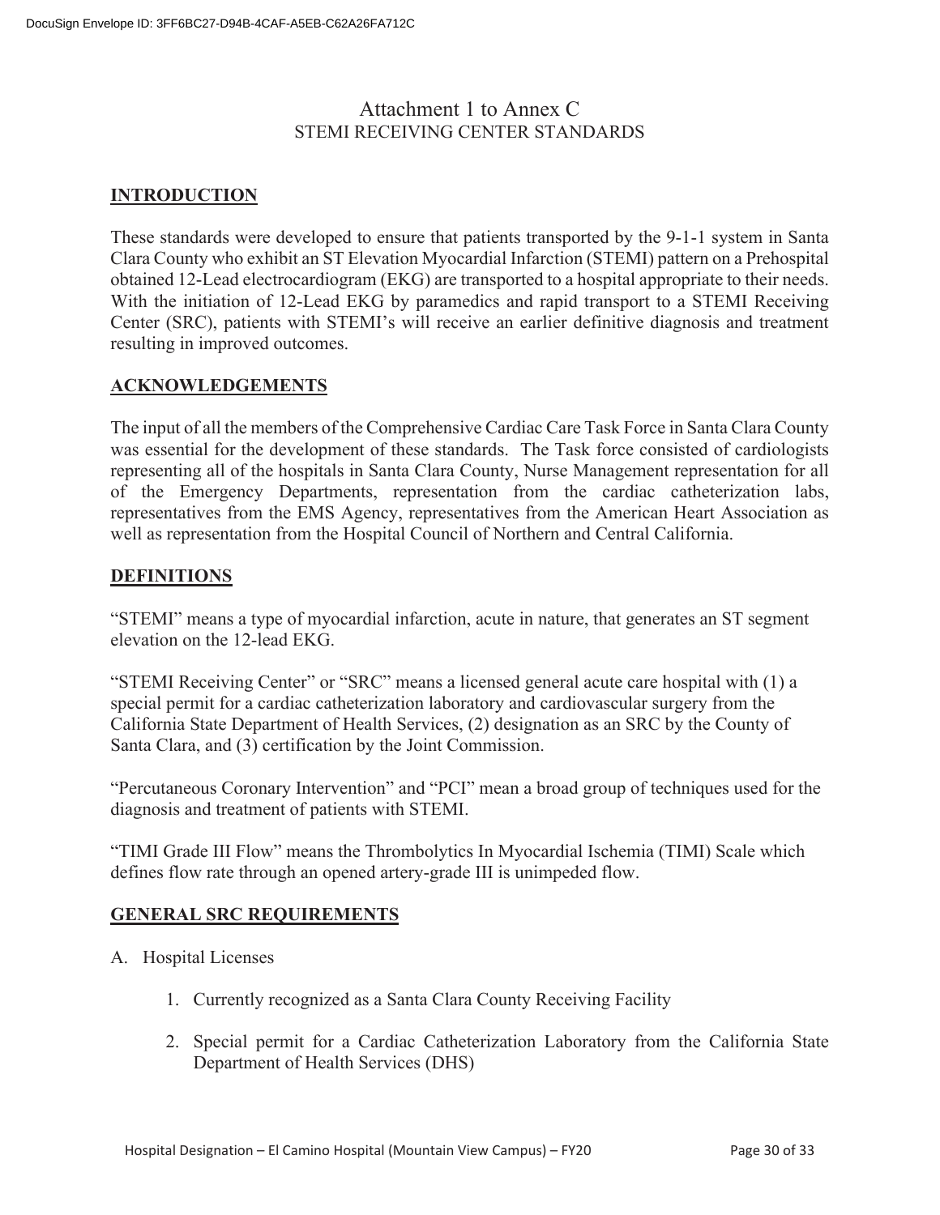# Attachment 1 to Annex C

## STEMI RECEIVING CENTER STANDARDS

## INTRODUCTION

These standards were developed to ensure that patients transported by the 9-1-1 system in Santa Clara County who exhibit an ST Elevation Myocardial Infarction (STEMI) pattern on a Prehospital obtained 12-Lead electrocardiogram (EKG) are transported to a hospital appropriate to their needs. With the initiation of 12-Lead EKG by paramedics and rapid transport to a STEMI Receiving Center (SRC), patients with STEMI's will receive an earlier definitive diagnosis and treatment resulting in improved outcomes.

## ACKNOWLEDGEMENTS

The input of all the members of the Comprehensive Cardiac Care Task Force in Santa Clara County was essential for the development of these standards. The Task force consisted of cardiologists representing all of the hospitals in Santa Clara County, Nurse Management representation for all of the Emergency Departments, representation from the cardiac catheterization labs, representatives from the EMS Agency, representatives from the American Heart Association as well as representation from the Hospital Council of Northern and Central California.

## DEFINITIONS

"STEMI" means a type of myocardial infarction, acute in nature, that generates an ST segment elevation on the 12-lead EKG.

"STEMI Receiving Center" or "SRC" means a licensed general acute care hospital with (1) a special permit for a cardiac catheterization laboratory and cardiovascular surgery from the California State Department of Health Services, (2) designation as an SRC by the County of Santa Clara, and (3) certification by the Joint Commission.

"Percutaneous Coronary Intervention" and "PCI" mean a broad group of techniques used for the diagnosis and treatment of patients with STEMI.

"TIMI Grade III Flow" means the Thrombolytics In Myocardial Ischemia (TIMI) Scale which defines flow rate through an opened artery-grade III is unimpeded flow.

## GENERAL SRC REQUIREMENTS

A. Hospital Licenses

1. Currently recognized as a Santa Clara County Receiving Facility
2. Special permit for a Cardiac Catheterization Laboratory from the California State Department of Health Services (DHS)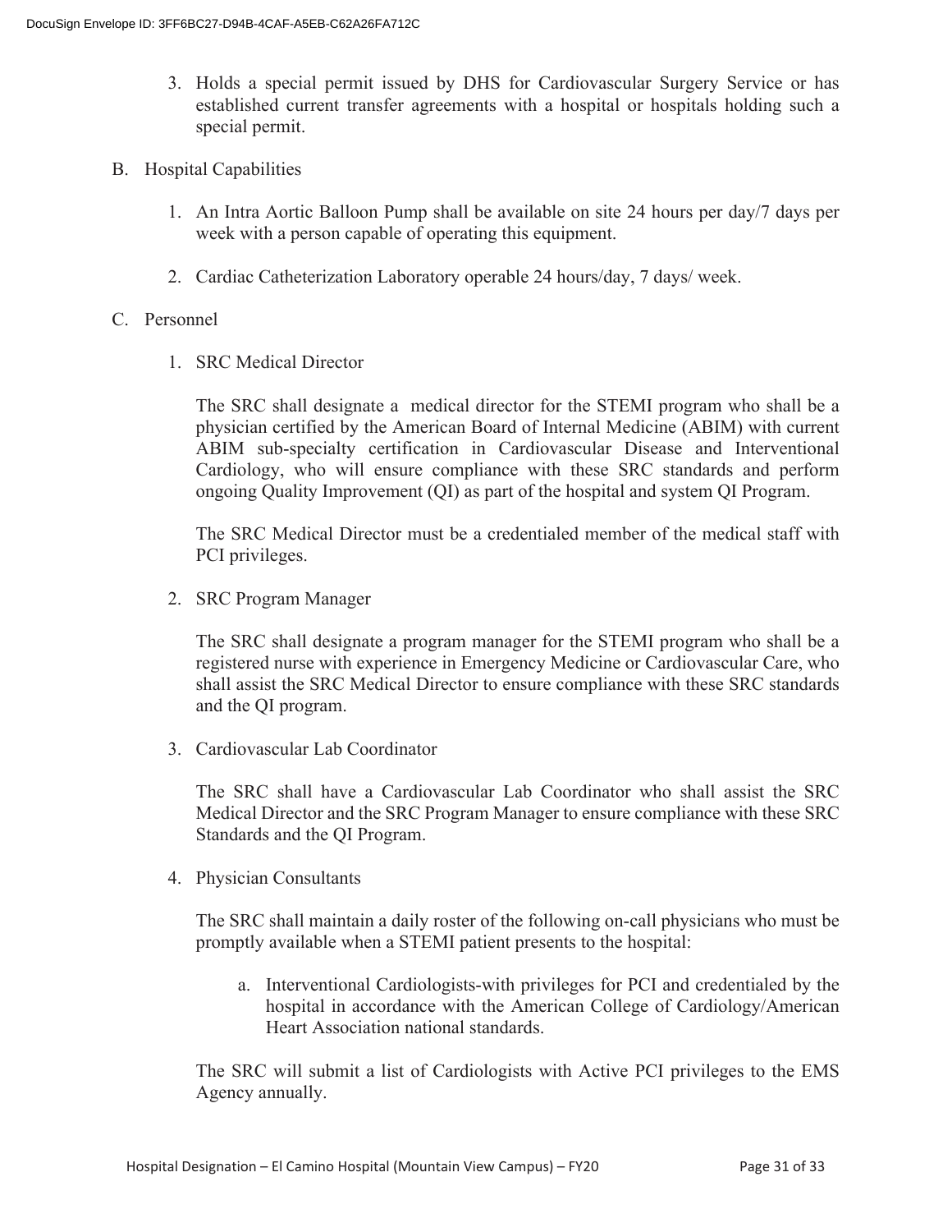3. Holds a special permit issued by DHS for Cardiovascular Surgery Service or has established current transfer agreements with a hospital or hospitals holding such a special permit.

B. Hospital Capabilities

1. An Intra Aortic Balloon Pump shall be available on site 24 hours per day/7 days per week with a person capable of operating this equipment.

2. Cardiac Catheterization Laboratory operable 24 hours/day, 7 days/ week.

C. Personnel

1. SRC Medical Director

   The SRC shall designate a medical director for the STEMI program who shall be a physician certified by the American Board of Internal Medicine (ABIM) with current ABIM sub-specialty certification in Cardiovascular Disease and Interventional Cardiology, who will ensure compliance with these SRC standards and perform ongoing Quality Improvement (QI) as part of the hospital and system QI Program.

   The SRC Medical Director must be a credentialed member of the medical staff with PCI privileges.

2. SRC Program Manager

   The SRC shall designate a program manager for the STEMI program who shall be a registered nurse with experience in Emergency Medicine or Cardiovascular Care, who shall assist the SRC Medical Director to ensure compliance with these SRC standards and the QI program.

3. Cardiovascular Lab Coordinator

   The SRC shall have a Cardiovascular Lab Coordinator who shall assist the SRC Medical Director and the SRC Program Manager to ensure compliance with these SRC Standards and the QI Program.

4. Physician Consultants

   The SRC shall maintain a daily roster of the following on-call physicians who must be promptly available when a STEMI patient presents to the hospital:

   a. Interventional Cardiologists-with privileges for PCI and credentialed by the hospital in accordance with the American College of Cardiology/American Heart Association national standards.

   The SRC will submit a list of Cardiologists with Active PCI privileges to the EMS Agency annually.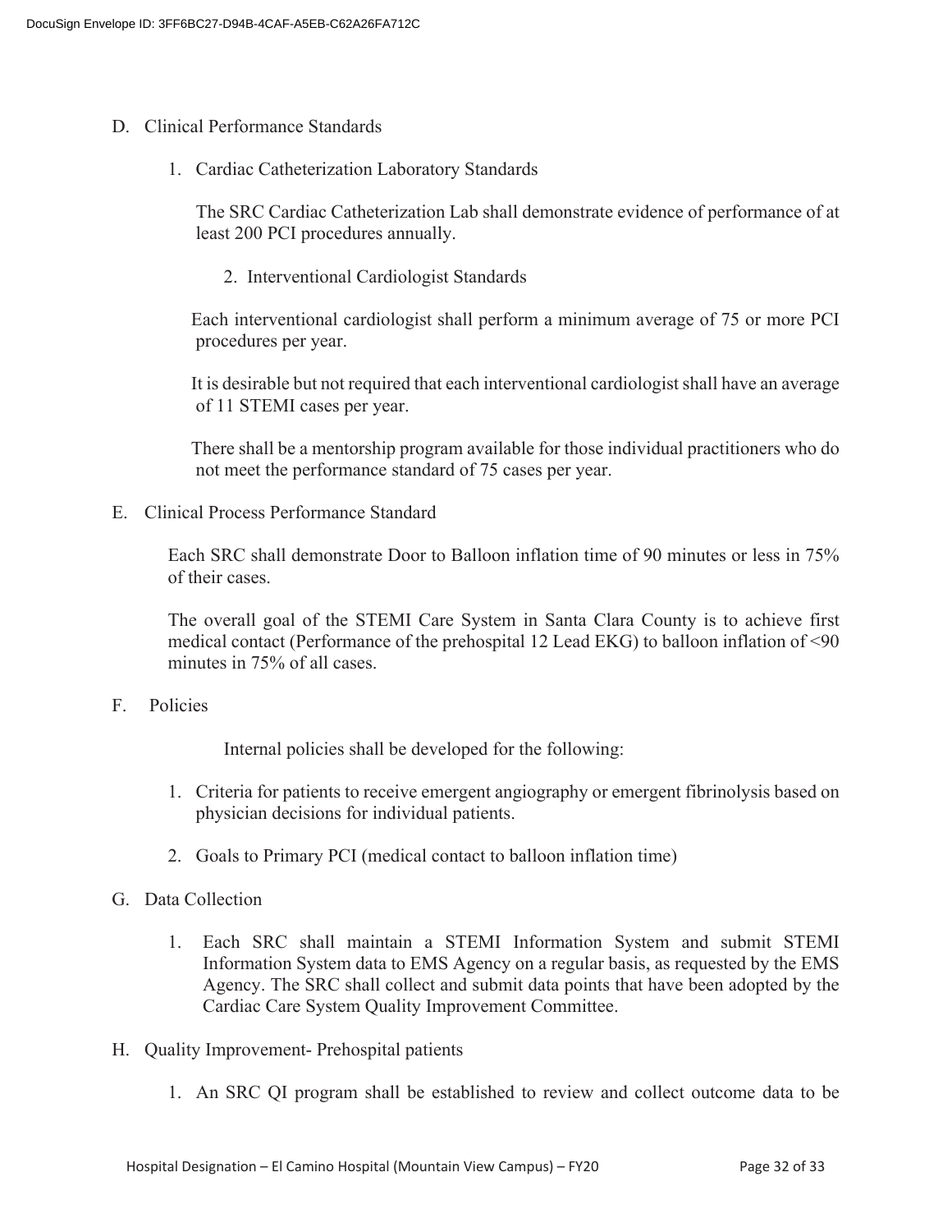D. Clinical Performance Standards

1. Cardiac Catheterization Laboratory Standards

   The SRC Cardiac Catheterization Lab shall demonstrate evidence of performance of at least 200 PCI procedures annually.

2. Interventional Cardiologist Standards

   Each interventional cardiologist shall perform a minimum average of 75 or more PCI procedures per year.

   It is desirable but not required that each interventional cardiologist shall have an average of 11 STEMI cases per year.

   There shall be a mentorship program available for those individual practitioners who do not meet the performance standard of 75 cases per year.

E. Clinical Process Performance Standard

Each SRC shall demonstrate Door to Balloon inflation time of 90 minutes or less in 75% of their cases.

The overall goal of the STEMI Care System in Santa Clara County is to achieve first medical contact (Performance of the prehospital 12 Lead EKG) to balloon inflation of <90 minutes in 75% of all cases.

F. Policies

Internal policies shall be developed for the following:

1. Criteria for patients to receive emergent angiography or emergent fibrinolysis based on physician decisions for individual patients.
2. Goals to Primary PCI (medical contact to balloon inflation time)

G. Data Collection

1. Each SRC shall maintain a STEMI Information System and submit STEMI Information System data to EMS Agency on a regular basis, as requested by the EMS Agency. The SRC shall collect and submit data points that have been adopted by the Cardiac Care System Quality Improvement Committee.

H. Quality Improvement- Prehospital patients

1. An SRC QI program shall be established to review and collect outcome data to be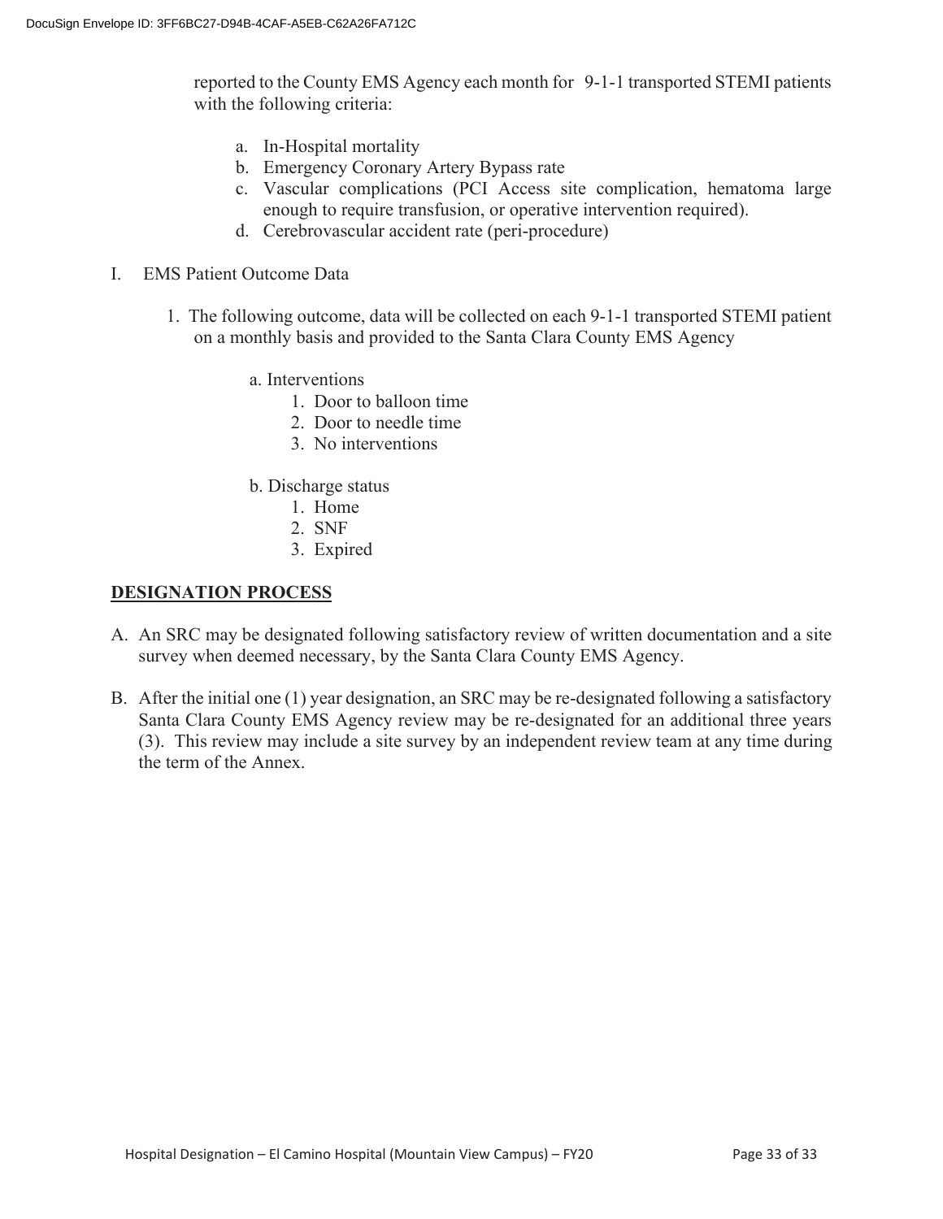reported to the County EMS Agency each month for 9-1-1 transported STEMI patients with the following criteria:

a. In-Hospital mortality
b. Emergency Coronary Artery Bypass rate
c. Vascular complications (PCI Access site complication, hematoma large enough to require transfusion, or operative intervention required).
d. Cerebrovascular accident rate (peri-procedure)

I. EMS Patient Outcome Data

1. The following outcome, data will be collected on each 9-1-1 transported STEMI patient on a monthly basis and provided to the Santa Clara County EMS Agency

   a. Interventions
      1. Door to balloon time
      2. Door to needle time
      3. No interventions

   b. Discharge status
      1. Home
      2. SNF
      3. Expired

## DESIGNATION PROCESS

A. An SRC may be designated following satisfactory review of written documentation and a site survey when deemed necessary, by the Santa Clara County EMS Agency.

B. After the initial one (1) year designation, an SRC may be re-designated following a satisfactory Santa Clara County EMS Agency review may be re-designated for an additional three years (3). This review may include a site survey by an independent review team at any time during the term of the Annex.